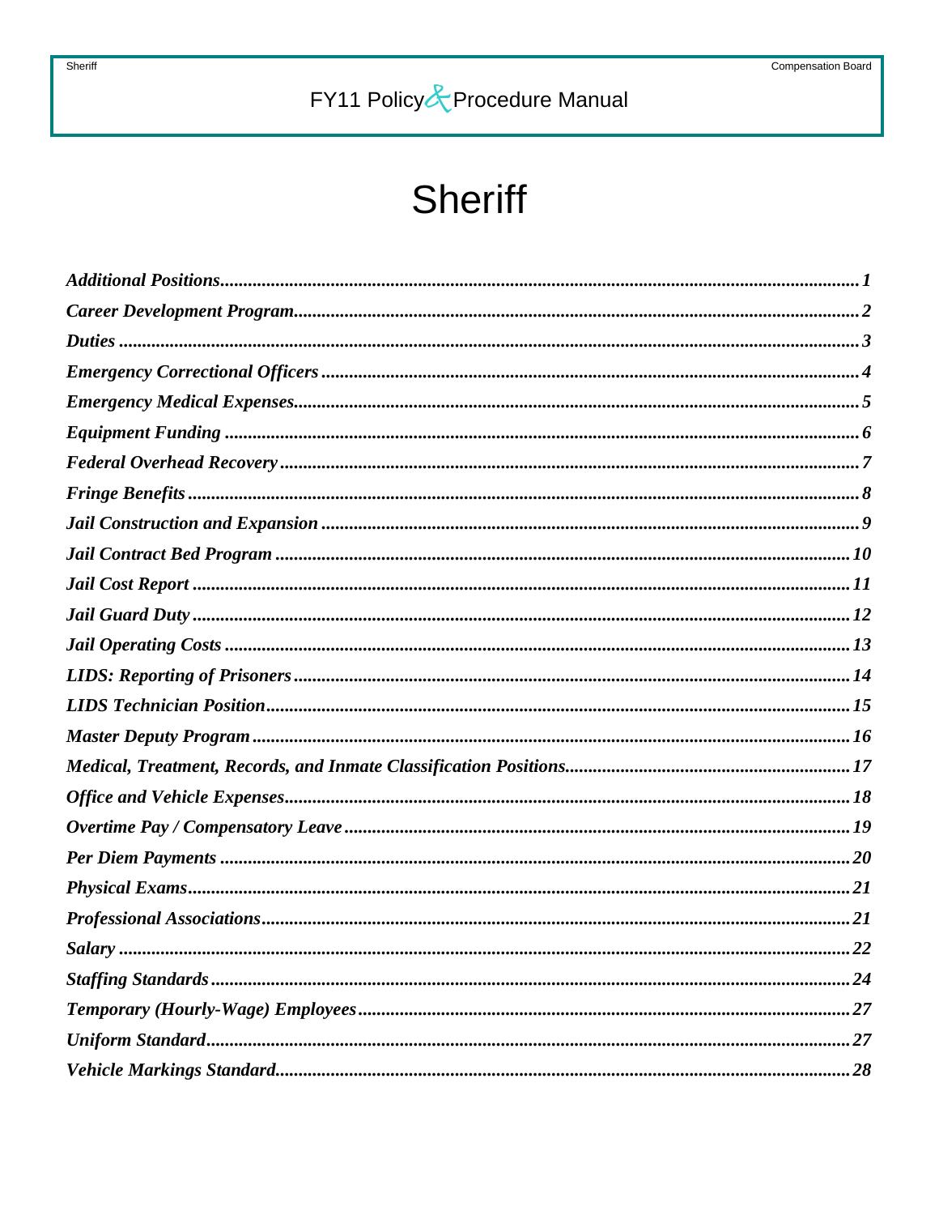# Sheriff

- *Additional Positions* ........ 1
- *Career Development Program* ........ 2
- *Duties* ........ 3
- *Emergency Correctional Officers* ........ 4
- *Emergency Medical Expenses* ........ 5
- *Equipment Funding* ........ 6
- *Federal Overhead Recovery* ........ 7
- *Fringe Benefits* ........ 8
- *Jail Construction and Expansion* ........ 9
- *Jail Contract Bed Program* ........ 10
- *Jail Cost Report* ........ 11
- *Jail Guard Duty* ........ 12
- *Jail Operating Costs* ........ 13
- *LIDS: Reporting of Prisoners* ........ 14
- *LIDS Technician Position* ........ 15
- *Master Deputy Program* ........ 16
- *Medical, Treatment, Records, and Inmate Classification Positions* ........ 17
- *Office and Vehicle Expenses* ........ 18
- *Overtime Pay / Compensatory Leave* ........ 19
- *Per Diem Payments* ........ 20
- *Physical Exams* ........ 21
- *Professional Associations* ........ 21
- *Salary* ........ 22
- *Staffing Standards* ........ 24
- *Temporary (Hourly-Wage) Employees* ........ 27
- *Uniform Standard* ........ 27
- *Vehicle Markings Standard* ........ 28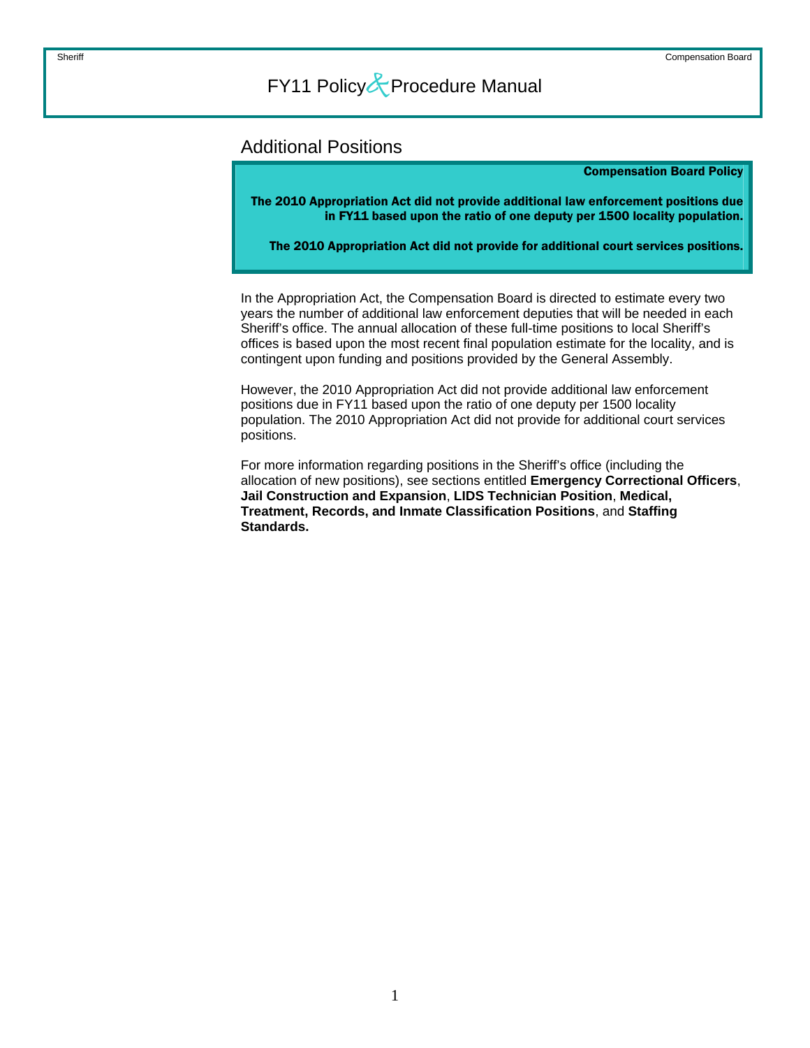## Additional Positions

> **Compensation Board Policy**
>
> **The 2010 Appropriation Act did not provide additional law enforcement positions due in FY11 based upon the ratio of one deputy per 1500 locality population.**
>
> **The 2010 Appropriation Act did not provide for additional court services positions.**

In the Appropriation Act, the Compensation Board is directed to estimate every two years the number of additional law enforcement deputies that will be needed in each Sheriff's office. The annual allocation of these full-time positions to local Sheriff's offices is based upon the most recent final population estimate for the locality, and is contingent upon funding and positions provided by the General Assembly.

However, the 2010 Appropriation Act did not provide additional law enforcement positions due in FY11 based upon the ratio of one deputy per 1500 locality population. The 2010 Appropriation Act did not provide for additional court services positions.

For more information regarding positions in the Sheriff's office (including the allocation of new positions), see sections entitled **Emergency Correctional Officers**, **Jail Construction and Expansion**, **LIDS Technician Position**, **Medical, Treatment, Records, and Inmate Classification Positions**, and **Staffing Standards.**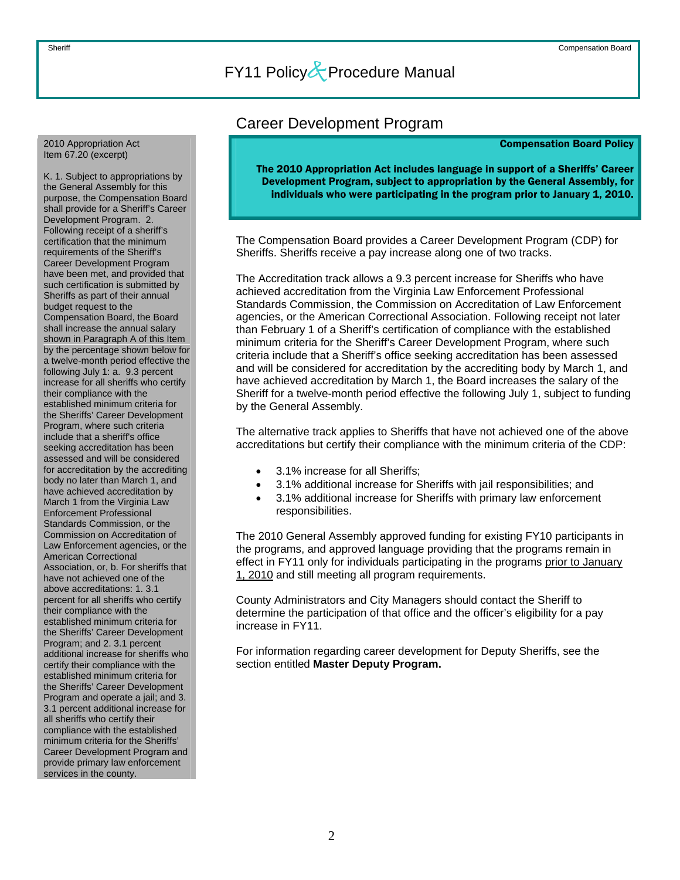## Career Development Program

2010 Appropriation Act
Item 67.20 (excerpt)

K. 1. Subject to appropriations by the General Assembly for this purpose, the Compensation Board shall provide for a Sheriff's Career Development Program. 2. Following receipt of a sheriff's certification that the minimum requirements of the Sheriff's Career Development Program have been met, and provided that such certification is submitted by Sheriffs as part of their annual budget request to the Compensation Board, the Board shall increase the annual salary shown in Paragraph A of this Item by the percentage shown below for a twelve-month period effective the following July 1: a. 9.3 percent increase for all sheriffs who certify their compliance with the established minimum criteria for the Sheriffs' Career Development Program, where such criteria include that a sheriff's office seeking accreditation has been assessed and will be considered for accreditation by the accrediting body no later than March 1, and have achieved accreditation by March 1 from the Virginia Law Enforcement Professional Standards Commission, or the Commission on Accreditation of Law Enforcement agencies, or the American Correctional Association, or, b. For sheriffs that have not achieved one of the above accreditations: 1. 3.1 percent for all sheriffs who certify their compliance with the established minimum criteria for the Sheriffs' Career Development Program; and 2. 3.1 percent additional increase for sheriffs who certify their compliance with the established minimum criteria for the Sheriffs' Career Development Program and operate a jail; and 3. 3.1 percent additional increase for all sheriffs who certify their compliance with the established minimum criteria for the Sheriffs' Career Development Program and provide primary law enforcement services in the county.

**Compensation Board Policy**

**The 2010 Appropriation Act includes language in support of a Sheriffs' Career Development Program, subject to appropriation by the General Assembly, for individuals who were participating in the program prior to January 1, 2010.**

The Compensation Board provides a Career Development Program (CDP) for Sheriffs. Sheriffs receive a pay increase along one of two tracks.

The Accreditation track allows a 9.3 percent increase for Sheriffs who have achieved accreditation from the Virginia Law Enforcement Professional Standards Commission, the Commission on Accreditation of Law Enforcement agencies, or the American Correctional Association. Following receipt not later than February 1 of a Sheriff's certification of compliance with the established minimum criteria for the Sheriff's Career Development Program, where such criteria include that a Sheriff's office seeking accreditation has been assessed and will be considered for accreditation by the accrediting body by March 1, and have achieved accreditation by March 1, the Board increases the salary of the Sheriff for a twelve-month period effective the following July 1, subject to funding by the General Assembly.

The alternative track applies to Sheriffs that have not achieved one of the above accreditations but certify their compliance with the minimum criteria of the CDP:

- 3.1% increase for all Sheriffs;
- 3.1% additional increase for Sheriffs with jail responsibilities; and
- 3.1% additional increase for Sheriffs with primary law enforcement responsibilities.

The 2010 General Assembly approved funding for existing FY10 participants in the programs, and approved language providing that the programs remain in effect in FY11 only for individuals participating in the programs prior to January 1, 2010 and still meeting all program requirements.

County Administrators and City Managers should contact the Sheriff to determine the participation of that office and the officer's eligibility for a pay increase in FY11.

For information regarding career development for Deputy Sheriffs, see the section entitled **Master Deputy Program.**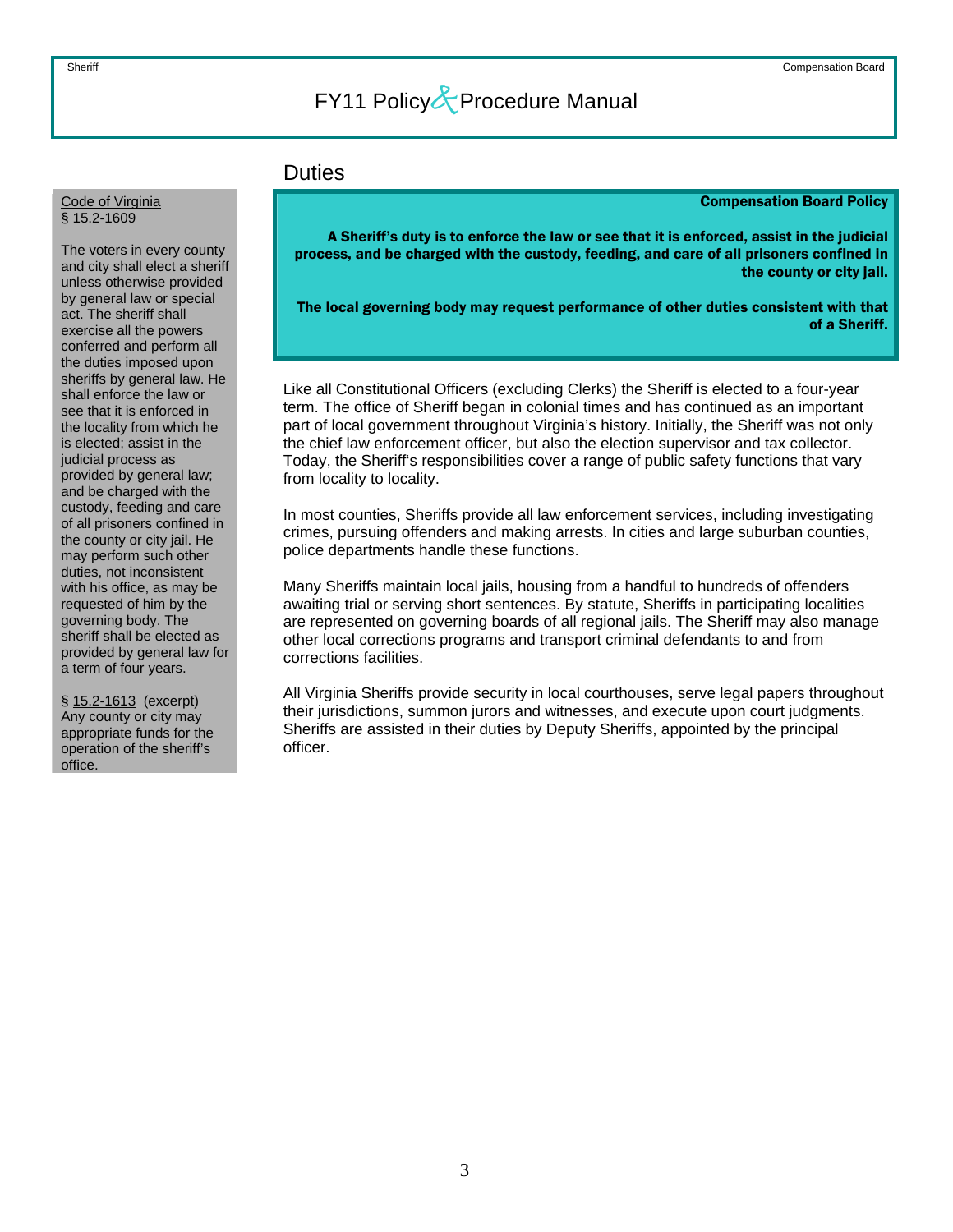## Duties

**Compensation Board Policy**

**A Sheriff's duty is to enforce the law or see that it is enforced, assist in the judicial process, and be charged with the custody, feeding, and care of all prisoners confined in the county or city jail.**

**The local governing body may request performance of other duties consistent with that of a Sheriff.**

Like all Constitutional Officers (excluding Clerks) the Sheriff is elected to a four-year term. The office of Sheriff began in colonial times and has continued as an important part of local government throughout Virginia's history. Initially, the Sheriff was not only the chief law enforcement officer, but also the election supervisor and tax collector. Today, the Sheriff's responsibilities cover a range of public safety functions that vary from locality to locality.

In most counties, Sheriffs provide all law enforcement services, including investigating crimes, pursuing offenders and making arrests. In cities and large suburban counties, police departments handle these functions.

Many Sheriffs maintain local jails, housing from a handful to hundreds of offenders awaiting trial or serving short sentences. By statute, Sheriffs in participating localities are represented on governing boards of all regional jails. The Sheriff may also manage other local corrections programs and transport criminal defendants to and from corrections facilities.

All Virginia Sheriffs provide security in local courthouses, serve legal papers throughout their jurisdictions, summon jurors and witnesses, and execute upon court judgments. Sheriffs are assisted in their duties by Deputy Sheriffs, appointed by the principal officer.

---

Code of Virginia
§ 15.2-1609

The voters in every county and city shall elect a sheriff unless otherwise provided by general law or special act. The sheriff shall exercise all the powers conferred and perform all the duties imposed upon sheriffs by general law. He shall enforce the law or see that it is enforced in the locality from which he is elected; assist in the judicial process as provided by general law; and be charged with the custody, feeding and care of all prisoners confined in the county or city jail. He may perform such other duties, not inconsistent with his office, as may be requested of him by the governing body. The sheriff shall be elected as provided by general law for a term of four years.

§ 15.2-1613 (excerpt)
Any county or city may appropriate funds for the operation of the sheriff's office.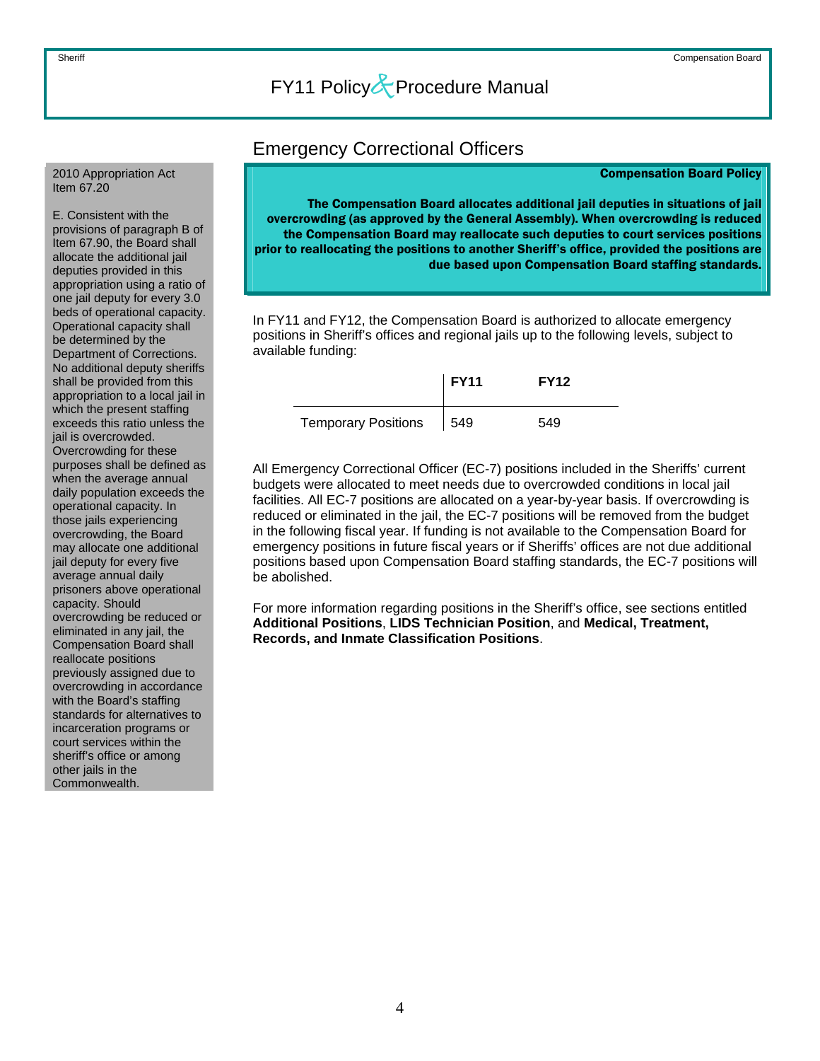## Emergency Correctional Officers

2010 Appropriation Act Item 67.20

E. Consistent with the provisions of paragraph B of Item 67.90, the Board shall allocate the additional jail deputies provided in this appropriation using a ratio of one jail deputy for every 3.0 beds of operational capacity. Operational capacity shall be determined by the Department of Corrections. No additional deputy sheriffs shall be provided from this appropriation to a local jail in which the present staffing exceeds this ratio unless the jail is overcrowded. Overcrowding for these purposes shall be defined as when the average annual daily population exceeds the operational capacity. In those jails experiencing overcrowding, the Board may allocate one additional jail deputy for every five average annual daily prisoners above operational capacity. Should overcrowding be reduced or eliminated in any jail, the Compensation Board shall reallocate positions previously assigned due to overcrowding in accordance with the Board's staffing standards for alternatives to incarceration programs or court services within the sheriff's office or among other jails in the Commonwealth.

**Compensation Board Policy**

**The Compensation Board allocates additional jail deputies in situations of jail overcrowding (as approved by the General Assembly). When overcrowding is reduced the Compensation Board may reallocate such deputies to court services positions prior to reallocating the positions to another Sheriff's office, provided the positions are due based upon Compensation Board staffing standards.**

In FY11 and FY12, the Compensation Board is authorized to allocate emergency positions in Sheriff's offices and regional jails up to the following levels, subject to available funding:

| | FY11 | FY12 |
|---|---|---|
| Temporary Positions | 549 | 549 |

All Emergency Correctional Officer (EC-7) positions included in the Sheriffs' current budgets were allocated to meet needs due to overcrowded conditions in local jail facilities. All EC-7 positions are allocated on a year-by-year basis. If overcrowding is reduced or eliminated in the jail, the EC-7 positions will be removed from the budget in the following fiscal year. If funding is not available to the Compensation Board for emergency positions in future fiscal years or if Sheriffs' offices are not due additional positions based upon Compensation Board staffing standards, the EC-7 positions will be abolished.

For more information regarding positions in the Sheriff's office, see sections entitled **Additional Positions**, **LIDS Technician Position**, and **Medical, Treatment, Records, and Inmate Classification Positions**.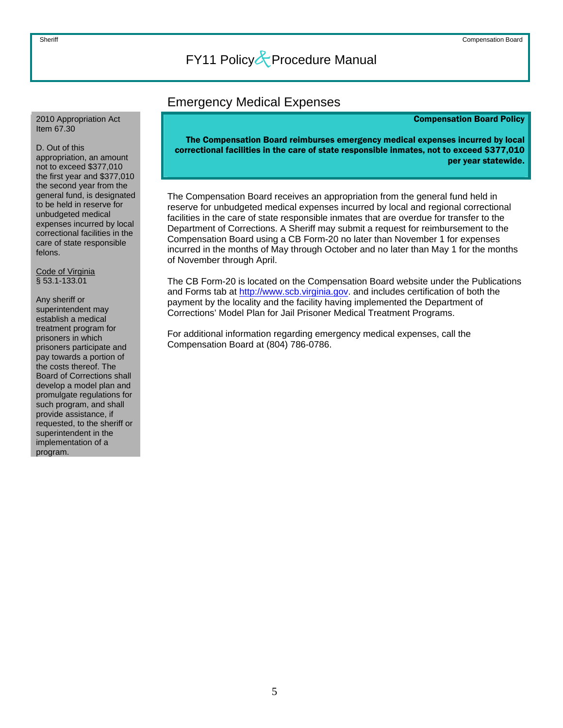## Emergency Medical Expenses

2010 Appropriation Act
Item 67.30

D. Out of this appropriation, an amount not to exceed $377,010 the first year and $377,010 the second year from the general fund, is designated to be held in reserve for unbudgeted medical expenses incurred by local correctional facilities in the care of state responsible felons.

Code of Virginia
§ 53.1-133.01

Any sheriff or superintendent may establish a medical treatment program for prisoners in which prisoners participate and pay towards a portion of the costs thereof. The Board of Corrections shall develop a model plan and promulgate regulations for such program, and shall provide assistance, if requested, to the sheriff or superintendent in the implementation of a program.

**Compensation Board Policy**

**The Compensation Board reimburses emergency medical expenses incurred by local correctional facilities in the care of state responsible inmates, not to exceed $377,010 per year statewide.**

The Compensation Board receives an appropriation from the general fund held in reserve for unbudgeted medical expenses incurred by local and regional correctional facilities in the care of state responsible inmates that are overdue for transfer to the Department of Corrections. A Sheriff may submit a request for reimbursement to the Compensation Board using a CB Form-20 no later than November 1 for expenses incurred in the months of May through October and no later than May 1 for the months of November through April.

The CB Form-20 is located on the Compensation Board website under the Publications and Forms tab at http://www.scb.virginia.gov. and includes certification of both the payment by the locality and the facility having implemented the Department of Corrections' Model Plan for Jail Prisoner Medical Treatment Programs.

For additional information regarding emergency medical expenses, call the Compensation Board at (804) 786-0786.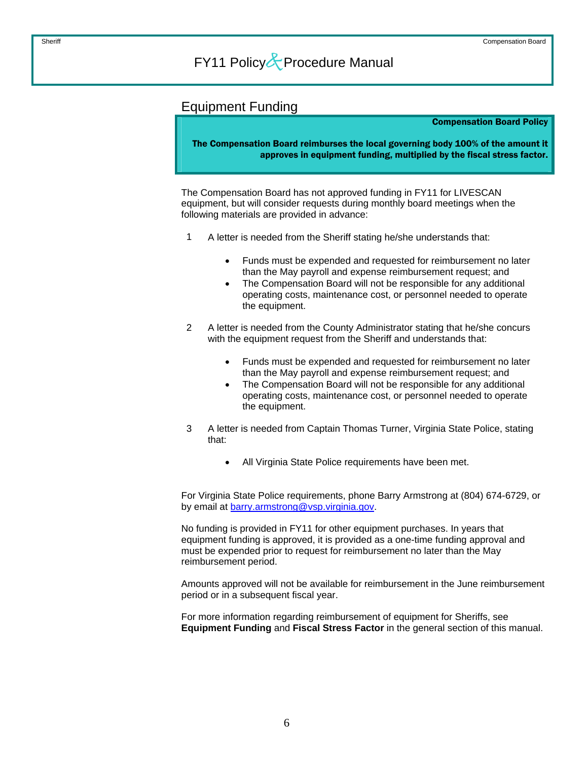## Equipment Funding

**Compensation Board Policy**

**The Compensation Board reimburses the local governing body 100% of the amount it approves in equipment funding, multiplied by the fiscal stress factor.**

The Compensation Board has not approved funding in FY11 for LIVESCAN equipment, but will consider requests during monthly board meetings when the following materials are provided in advance:

1. A letter is needed from the Sheriff stating he/she understands that:
   - Funds must be expended and requested for reimbursement no later than the May payroll and expense reimbursement request; and
   - The Compensation Board will not be responsible for any additional operating costs, maintenance cost, or personnel needed to operate the equipment.
2. A letter is needed from the County Administrator stating that he/she concurs with the equipment request from the Sheriff and understands that:
   - Funds must be expended and requested for reimbursement no later than the May payroll and expense reimbursement request; and
   - The Compensation Board will not be responsible for any additional operating costs, maintenance cost, or personnel needed to operate the equipment.
3. A letter is needed from Captain Thomas Turner, Virginia State Police, stating that:
   - All Virginia State Police requirements have been met.

For Virginia State Police requirements, phone Barry Armstrong at (804) 674-6729, or by email at barry.armstrong@vsp.virginia.gov.

No funding is provided in FY11 for other equipment purchases. In years that equipment funding is approved, it is provided as a one-time funding approval and must be expended prior to request for reimbursement no later than the May reimbursement period.

Amounts approved will not be available for reimbursement in the June reimbursement period or in a subsequent fiscal year.

For more information regarding reimbursement of equipment for Sheriffs, see **Equipment Funding** and **Fiscal Stress Factor** in the general section of this manual.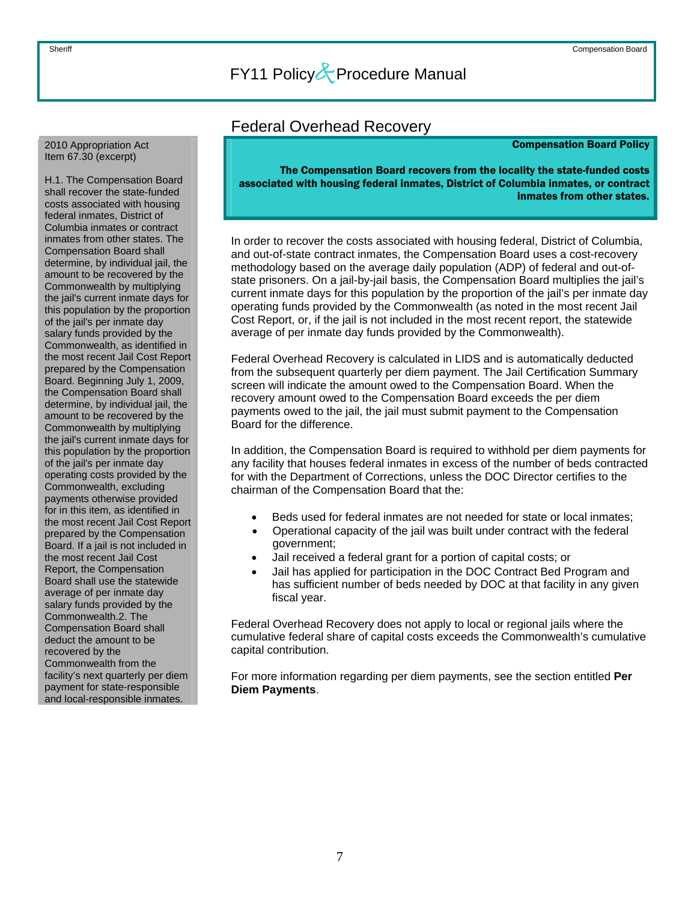# Federal Overhead Recovery

2010 Appropriation Act
Item 67.30 (excerpt)

H.1. The Compensation Board shall recover the state-funded costs associated with housing federal inmates, District of Columbia inmates or contract inmates from other states. The Compensation Board shall determine, by individual jail, the amount to be recovered by the Commonwealth by multiplying the jail's current inmate days for this population by the proportion of the jail's per inmate day salary funds provided by the Commonwealth, as identified in the most recent Jail Cost Report prepared by the Compensation Board. Beginning July 1, 2009, the Compensation Board shall determine, by individual jail, the amount to be recovered by the Commonwealth by multiplying the jail's current inmate days for this population by the proportion of the jail's per inmate day operating costs provided by the Commonwealth, excluding payments otherwise provided for in this item, as identified in the most recent Jail Cost Report prepared by the Compensation Board. If a jail is not included in the most recent Jail Cost Report, the Compensation Board shall use the statewide average of per inmate day salary funds provided by the Commonwealth.2. The Compensation Board shall deduct the amount to be recovered by the Commonwealth from the facility's next quarterly per diem payment for state-responsible and local-responsible inmates.

**Compensation Board Policy**

**The Compensation Board recovers from the locality the state-funded costs associated with housing federal inmates, District of Columbia inmates, or contract inmates from other states.**

In order to recover the costs associated with housing federal, District of Columbia, and out-of-state contract inmates, the Compensation Board uses a cost-recovery methodology based on the average daily population (ADP) of federal and out-of-state prisoners. On a jail-by-jail basis, the Compensation Board multiplies the jail's current inmate days for this population by the proportion of the jail's per inmate day operating funds provided by the Commonwealth (as noted in the most recent Jail Cost Report, or, if the jail is not included in the most recent report, the statewide average of per inmate day funds provided by the Commonwealth).

Federal Overhead Recovery is calculated in LIDS and is automatically deducted from the subsequent quarterly per diem payment. The Jail Certification Summary screen will indicate the amount owed to the Compensation Board. When the recovery amount owed to the Compensation Board exceeds the per diem payments owed to the jail, the jail must submit payment to the Compensation Board for the difference.

In addition, the Compensation Board is required to withhold per diem payments for any facility that houses federal inmates in excess of the number of beds contracted for with the Department of Corrections, unless the DOC Director certifies to the chairman of the Compensation Board that the:

- Beds used for federal inmates are not needed for state or local inmates;
- Operational capacity of the jail was built under contract with the federal government;
- Jail received a federal grant for a portion of capital costs; or
- Jail has applied for participation in the DOC Contract Bed Program and has sufficient number of beds needed by DOC at that facility in any given fiscal year.

Federal Overhead Recovery does not apply to local or regional jails where the cumulative federal share of capital costs exceeds the Commonwealth's cumulative capital contribution.

For more information regarding per diem payments, see the section entitled **Per Diem Payments**.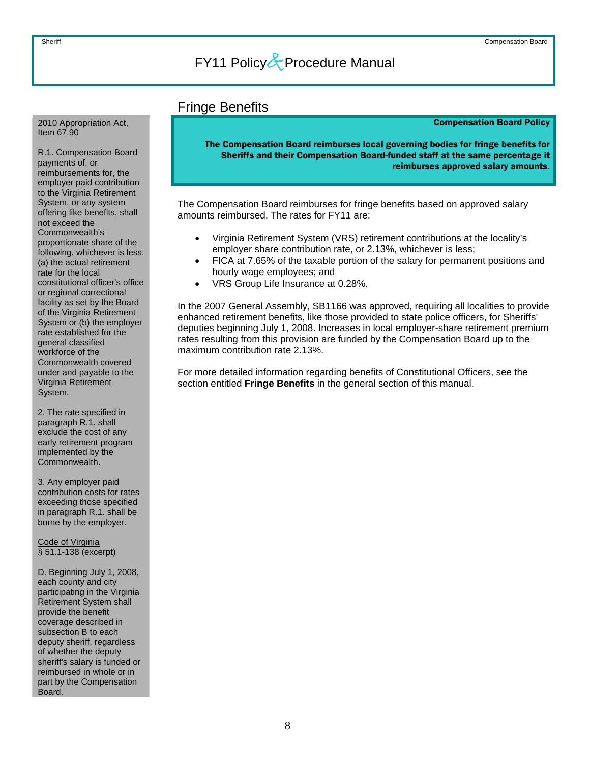## Fringe Benefits

**Compensation Board Policy**

**The Compensation Board reimburses local governing bodies for fringe benefits for Sheriffs and their Compensation Board-funded staff at the same percentage it reimburses approved salary amounts.**

The Compensation Board reimburses for fringe benefits based on approved salary amounts reimbursed. The rates for FY11 are:

- Virginia Retirement System (VRS) retirement contributions at the locality's employer share contribution rate, or 2.13%, whichever is less;
- FICA at 7.65% of the taxable portion of the salary for permanent positions and hourly wage employees; and
- VRS Group Life Insurance at 0.28%.

In the 2007 General Assembly, SB1166 was approved, requiring all localities to provide enhanced retirement benefits, like those provided to state police officers, for Sheriffs' deputies beginning July 1, 2008. Increases in local employer-share retirement premium rates resulting from this provision are funded by the Compensation Board up to the maximum contribution rate 2.13%.

For more detailed information regarding benefits of Constitutional Officers, see the section entitled **Fringe Benefits** in the general section of this manual.

---

2010 Appropriation Act, Item 67.90

R.1. Compensation Board payments of, or reimbursements for, the employer paid contribution to the Virginia Retirement System, or any system offering like benefits, shall not exceed the Commonwealth's proportionate share of the following, whichever is less: (a) the actual retirement rate for the local constitutional officer's office or regional correctional facility as set by the Board of the Virginia Retirement System or (b) the employer rate established for the general classified workforce of the Commonwealth covered under and payable to the Virginia Retirement System.

2. The rate specified in paragraph R.1. shall exclude the cost of any early retirement program implemented by the Commonwealth.

3. Any employer paid contribution costs for rates exceeding those specified in paragraph R.1. shall be borne by the employer.

Code of Virginia
§ 51.1-138 (excerpt)

D. Beginning July 1, 2008, each county and city participating in the Virginia Retirement System shall provide the benefit coverage described in subsection B to each deputy sheriff, regardless of whether the deputy sheriff's salary is funded or reimbursed in whole or in part by the Compensation Board.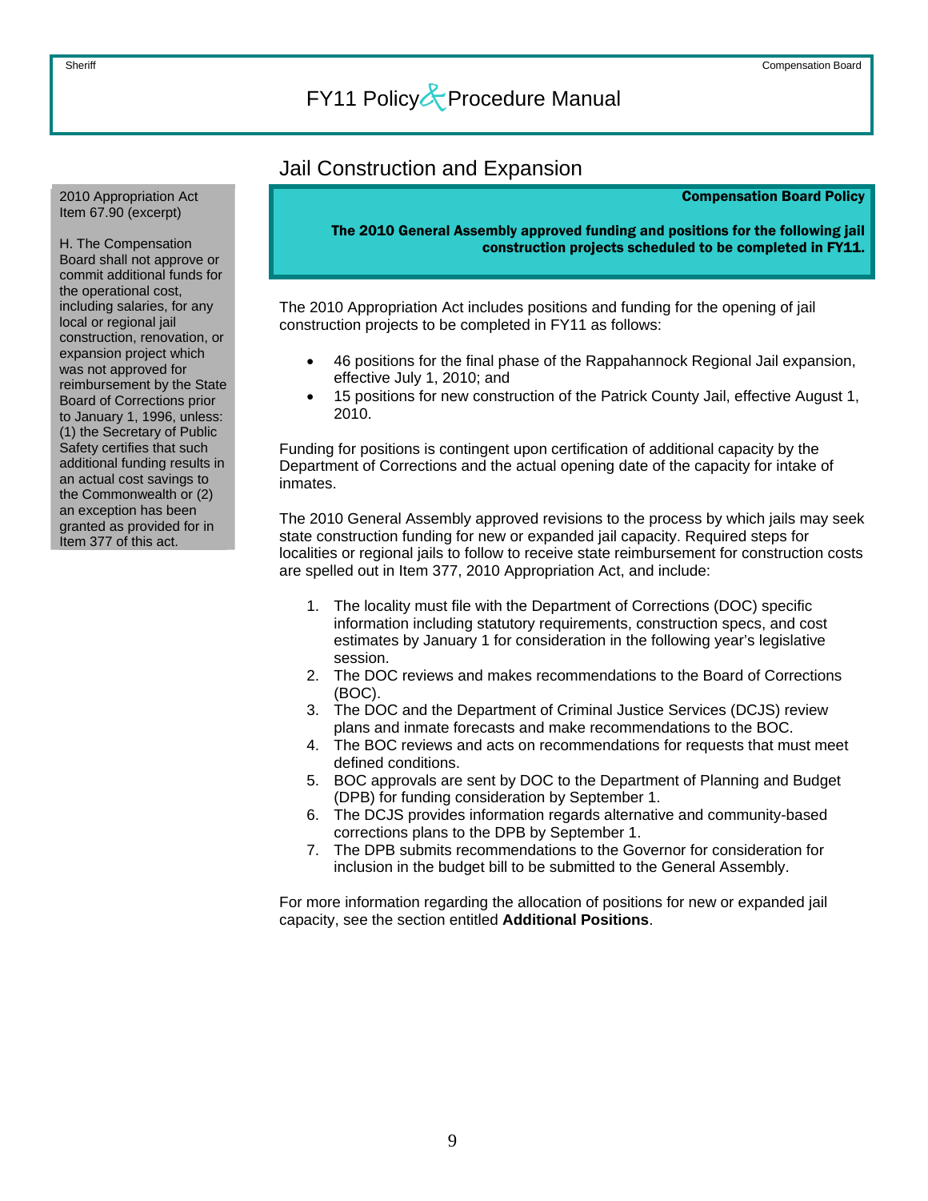## Jail Construction and Expansion

2010 Appropriation Act Item 67.90 (excerpt)

H. The Compensation Board shall not approve or commit additional funds for the operational cost, including salaries, for any local or regional jail construction, renovation, or expansion project which was not approved for reimbursement by the State Board of Corrections prior to January 1, 1996, unless: (1) the Secretary of Public Safety certifies that such additional funding results in an actual cost savings to the Commonwealth or (2) an exception has been granted as provided for in Item 377 of this act.

**Compensation Board Policy**

**The 2010 General Assembly approved funding and positions for the following jail construction projects scheduled to be completed in FY11.**

The 2010 Appropriation Act includes positions and funding for the opening of jail construction projects to be completed in FY11 as follows:

- 46 positions for the final phase of the Rappahannock Regional Jail expansion, effective July 1, 2010; and
- 15 positions for new construction of the Patrick County Jail, effective August 1, 2010.

Funding for positions is contingent upon certification of additional capacity by the Department of Corrections and the actual opening date of the capacity for intake of inmates.

The 2010 General Assembly approved revisions to the process by which jails may seek state construction funding for new or expanded jail capacity. Required steps for localities or regional jails to follow to receive state reimbursement for construction costs are spelled out in Item 377, 2010 Appropriation Act, and include:

1. The locality must file with the Department of Corrections (DOC) specific information including statutory requirements, construction specs, and cost estimates by January 1 for consideration in the following year's legislative session.
2. The DOC reviews and makes recommendations to the Board of Corrections (BOC).
3. The DOC and the Department of Criminal Justice Services (DCJS) review plans and inmate forecasts and make recommendations to the BOC.
4. The BOC reviews and acts on recommendations for requests that must meet defined conditions.
5. BOC approvals are sent by DOC to the Department of Planning and Budget (DPB) for funding consideration by September 1.
6. The DCJS provides information regards alternative and community-based corrections plans to the DPB by September 1.
7. The DPB submits recommendations to the Governor for consideration for inclusion in the budget bill to be submitted to the General Assembly.

For more information regarding the allocation of positions for new or expanded jail capacity, see the section entitled **Additional Positions**.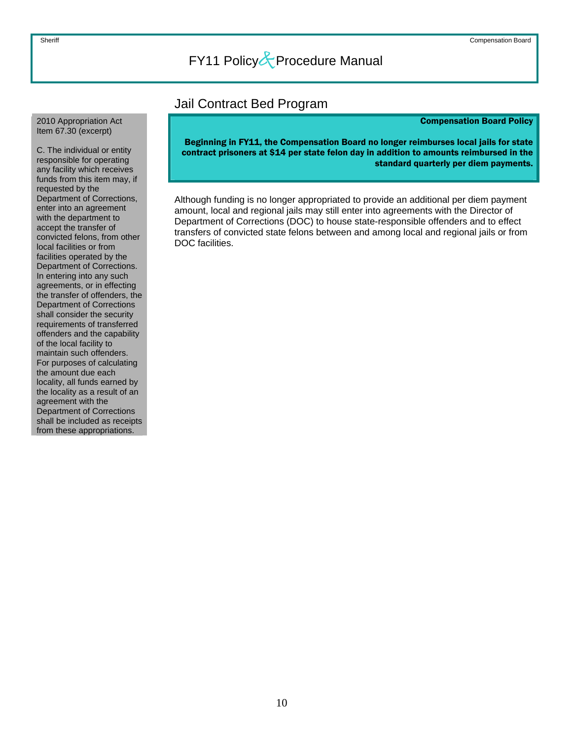## Jail Contract Bed Program

2010 Appropriation Act Item 67.30 (excerpt)

C. The individual or entity responsible for operating any facility which receives funds from this item may, if requested by the Department of Corrections, enter into an agreement with the department to accept the transfer of convicted felons, from other local facilities or from facilities operated by the Department of Corrections. In entering into any such agreements, or in effecting the transfer of offenders, the Department of Corrections shall consider the security requirements of transferred offenders and the capability of the local facility to maintain such offenders. For purposes of calculating the amount due each locality, all funds earned by the locality as a result of an agreement with the Department of Corrections shall be included as receipts from these appropriations.

**Compensation Board Policy**

**Beginning in FY11, the Compensation Board no longer reimburses local jails for state contract prisoners at $14 per state felon day in addition to amounts reimbursed in the standard quarterly per diem payments.**

Although funding is no longer appropriated to provide an additional per diem payment amount, local and regional jails may still enter into agreements with the Director of Department of Corrections (DOC) to house state-responsible offenders and to effect transfers of convicted state felons between and among local and regional jails or from DOC facilities.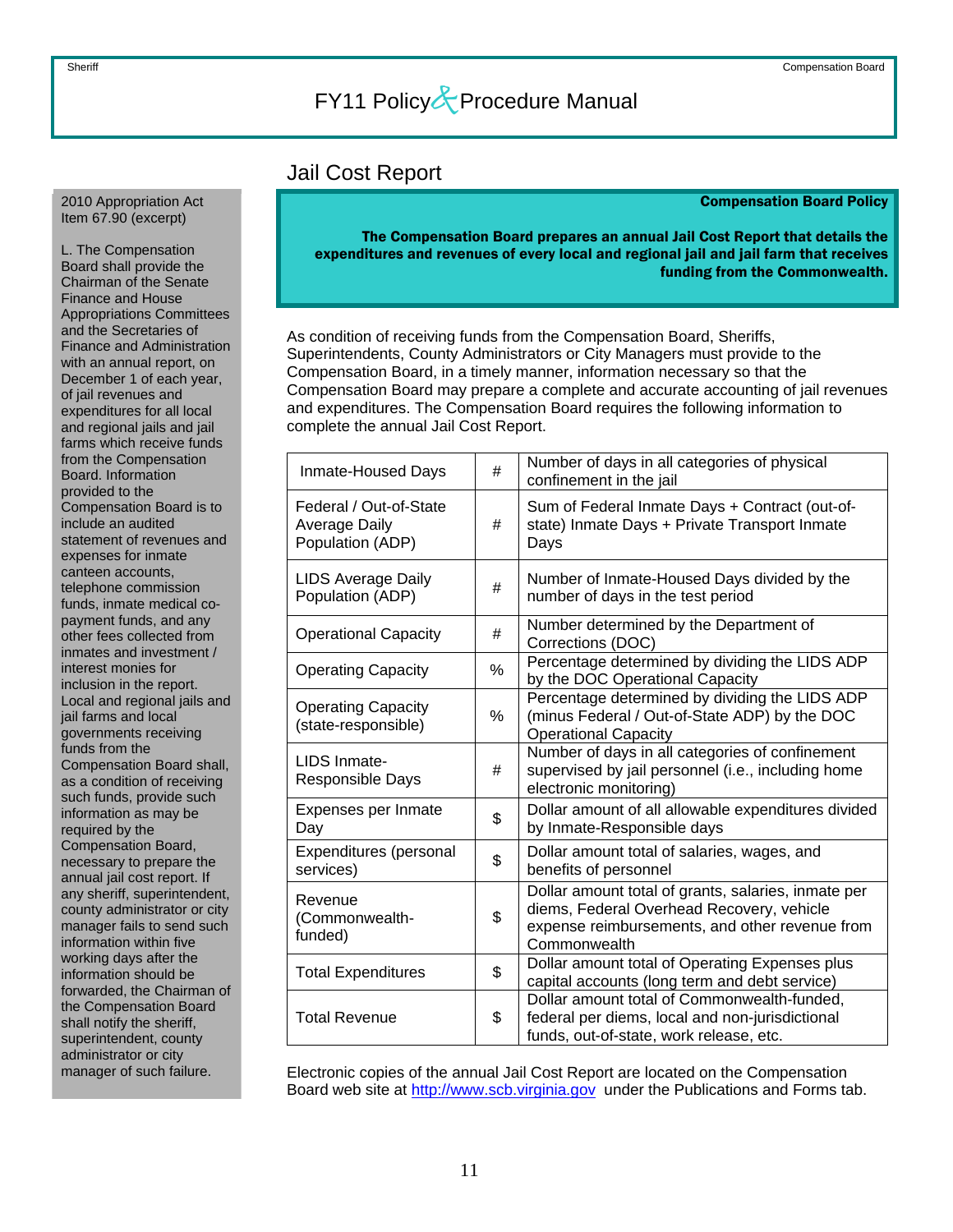## Jail Cost Report

2010 Appropriation Act Item 67.90 (excerpt)

L. The Compensation Board shall provide the Chairman of the Senate Finance and House Appropriations Committees and the Secretaries of Finance and Administration with an annual report, on December 1 of each year, of jail revenues and expenditures for all local and regional jails and jail farms which receive funds from the Compensation Board. Information provided to the Compensation Board is to include an audited statement of revenues and expenses for inmate canteen accounts, telephone commission funds, inmate medical co-payment funds, and any other fees collected from inmates and investment / interest monies for inclusion in the report. Local and regional jails and jail farms and local governments receiving funds from the Compensation Board shall, as a condition of receiving such funds, provide such information as may be required by the Compensation Board, necessary to prepare the annual jail cost report. If any sheriff, superintendent, county administrator or city manager fails to send such information within five working days after the information should be forwarded, the Chairman of the Compensation Board shall notify the sheriff, superintendent, county administrator or city manager of such failure.

**Compensation Board Policy**

**The Compensation Board prepares an annual Jail Cost Report that details the expenditures and revenues of every local and regional jail and jail farm that receives funding from the Commonwealth.**

As condition of receiving funds from the Compensation Board, Sheriffs, Superintendents, County Administrators or City Managers must provide to the Compensation Board, in a timely manner, information necessary so that the Compensation Board may prepare a complete and accurate accounting of jail revenues and expenditures. The Compensation Board requires the following information to complete the annual Jail Cost Report.

| Item | Unit | Description |
|---|---|---|
| Inmate-Housed Days | # | Number of days in all categories of physical confinement in the jail |
| Federal / Out-of-State Average Daily Population (ADP) | # | Sum of Federal Inmate Days + Contract (out-of-state) Inmate Days + Private Transport Inmate Days |
| LIDS Average Daily Population (ADP) | # | Number of Inmate-Housed Days divided by the number of days in the test period |
| Operational Capacity | # | Number determined by the Department of Corrections (DOC) |
| Operating Capacity | % | Percentage determined by dividing the LIDS ADP by the DOC Operational Capacity |
| Operating Capacity (state-responsible) | % | Percentage determined by dividing the LIDS ADP (minus Federal / Out-of-State ADP) by the DOC Operational Capacity |
| LIDS Inmate-Responsible Days | # | Number of days in all categories of confinement supervised by jail personnel (i.e., including home electronic monitoring) |
| Expenses per Inmate Day | $ | Dollar amount of all allowable expenditures divided by Inmate-Responsible days |
| Expenditures (personal services) | $ | Dollar amount total of salaries, wages, and benefits of personnel |
| Revenue (Commonwealth-funded) | $ | Dollar amount total of grants, salaries, inmate per diems, Federal Overhead Recovery, vehicle expense reimbursements, and other revenue from Commonwealth |
| Total Expenditures | $ | Dollar amount total of Operating Expenses plus capital accounts (long term and debt service) |
| Total Revenue | $ | Dollar amount total of Commonwealth-funded, federal per diems, local and non-jurisdictional funds, out-of-state, work release, etc. |

Electronic copies of the annual Jail Cost Report are located on the Compensation Board web site at http://www.scb.virginia.gov under the Publications and Forms tab.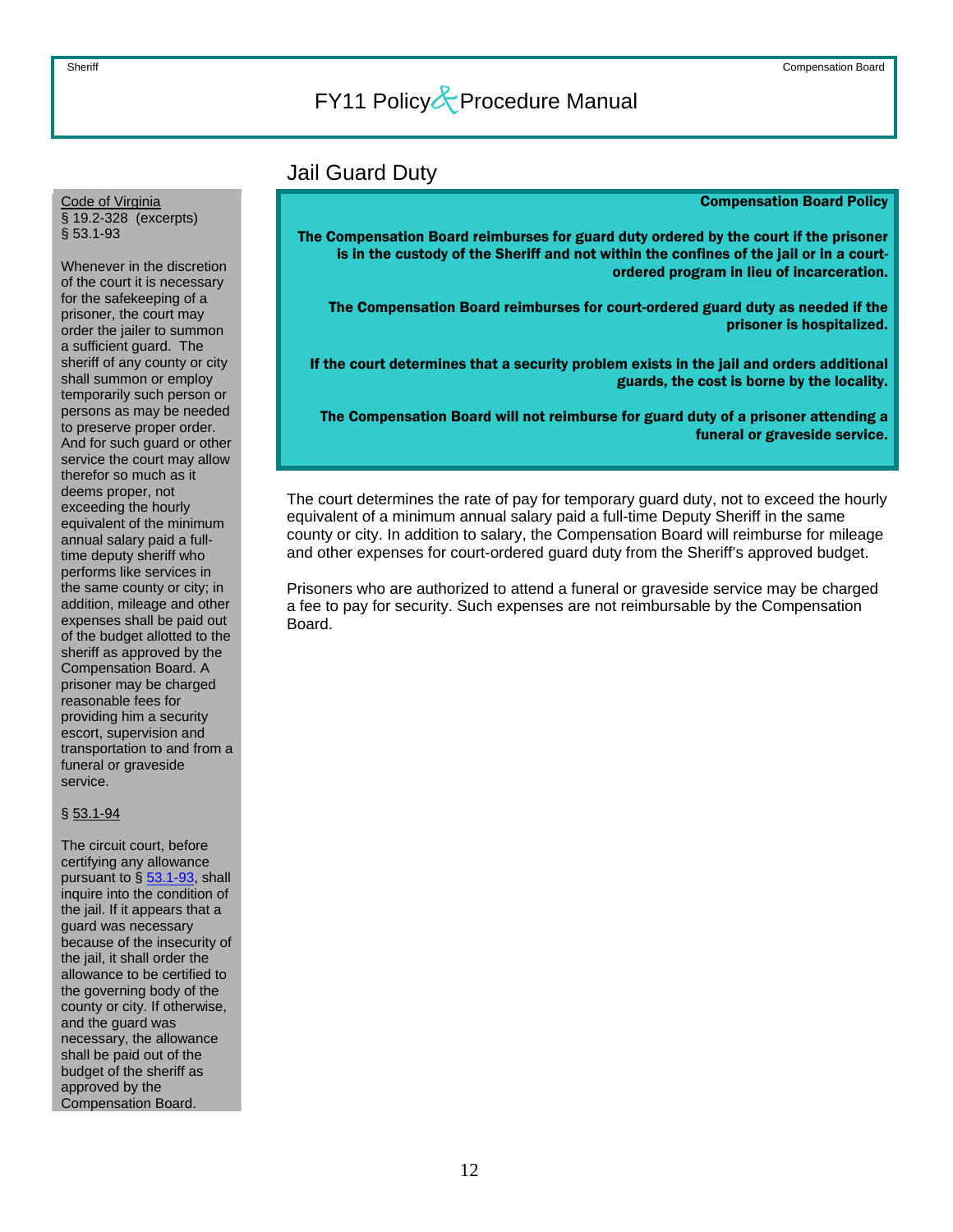## Jail Guard Duty

Code of Virginia
§ 19.2-328 (excerpts)
§ 53.1-93

Whenever in the discretion of the court it is necessary for the safekeeping of a prisoner, the court may order the jailer to summon a sufficient guard. The sheriff of any county or city shall summon or employ temporarily such person or persons as may be needed to preserve proper order. And for such guard or other service the court may allow therefor so much as it deems proper, not exceeding the hourly equivalent of the minimum annual salary paid a full-time deputy sheriff who performs like services in the same county or city; in addition, mileage and other expenses shall be paid out of the budget allotted to the sheriff as approved by the Compensation Board. A prisoner may be charged reasonable fees for providing him a security escort, supervision and transportation to and from a funeral or graveside service.

§ 53.1-94

The circuit court, before certifying any allowance pursuant to § 53.1-93, shall inquire into the condition of the jail. If it appears that a guard was necessary because of the insecurity of the jail, it shall order the allowance to be certified to the governing body of the county or city. If otherwise, and the guard was necessary, the allowance shall be paid out of the budget of the sheriff as approved by the Compensation Board.

**Compensation Board Policy**

**The Compensation Board reimburses for guard duty ordered by the court if the prisoner is in the custody of the Sheriff and not within the confines of the jail or in a court-ordered program in lieu of incarceration.**

**The Compensation Board reimburses for court-ordered guard duty as needed if the prisoner is hospitalized.**

**If the court determines that a security problem exists in the jail and orders additional guards, the cost is borne by the locality.**

**The Compensation Board will not reimburse for guard duty of a prisoner attending a funeral or graveside service.**

The court determines the rate of pay for temporary guard duty, not to exceed the hourly equivalent of a minimum annual salary paid a full-time Deputy Sheriff in the same county or city. In addition to salary, the Compensation Board will reimburse for mileage and other expenses for court-ordered guard duty from the Sheriff's approved budget.

Prisoners who are authorized to attend a funeral or graveside service may be charged a fee to pay for security. Such expenses are not reimbursable by the Compensation Board.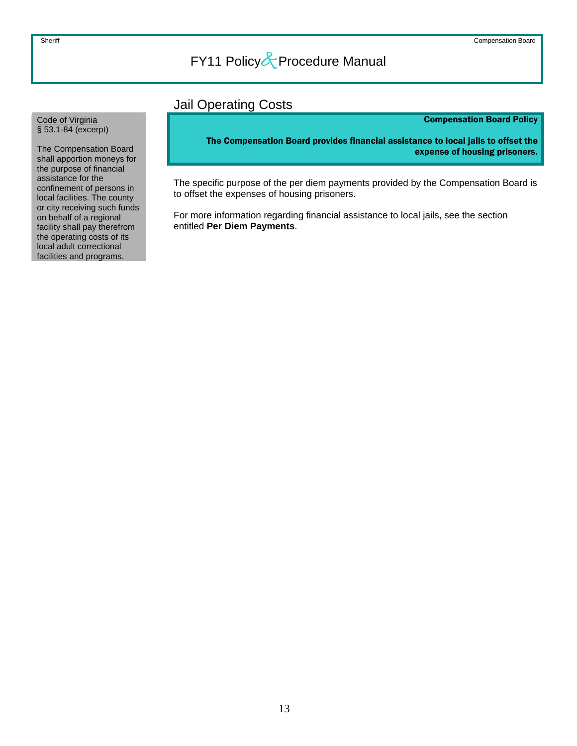## Jail Operating Costs

Code of Virginia
§ 53.1-84 (excerpt)

The Compensation Board shall apportion moneys for the purpose of financial assistance for the confinement of persons in local facilities. The county or city receiving such funds on behalf of a regional facility shall pay therefrom the operating costs of its local adult correctional facilities and programs.

**Compensation Board Policy**

**The Compensation Board provides financial assistance to local jails to offset the expense of housing prisoners.**

The specific purpose of the per diem payments provided by the Compensation Board is to offset the expenses of housing prisoners.

For more information regarding financial assistance to local jails, see the section entitled **Per Diem Payments**.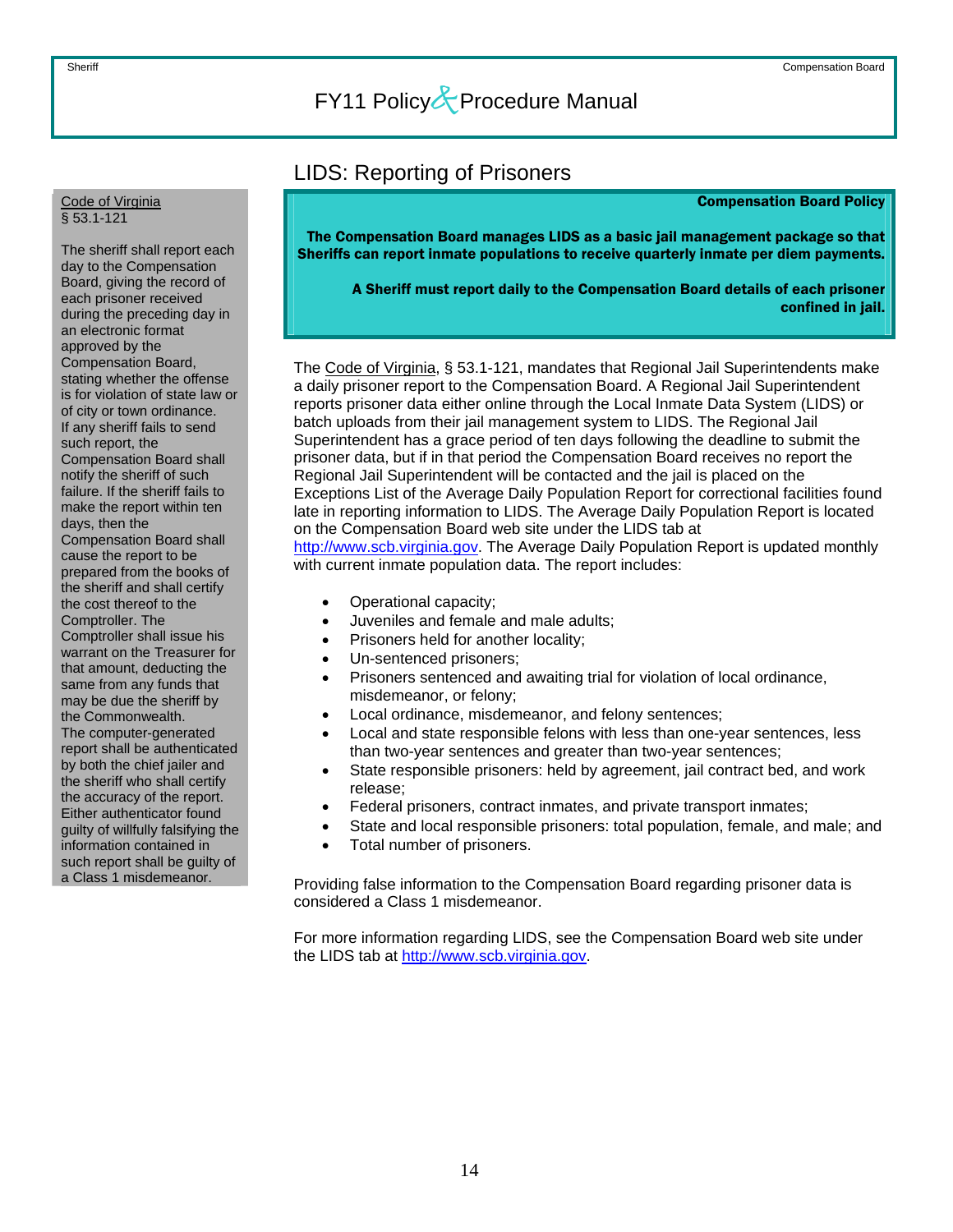## LIDS: Reporting of Prisoners

Code of Virginia
§ 53.1-121

The sheriff shall report each day to the Compensation Board, giving the record of each prisoner received during the preceding day in an electronic format approved by the Compensation Board, stating whether the offense is for violation of state law or of city or town ordinance. If any sheriff fails to send such report, the Compensation Board shall notify the sheriff of such failure. If the sheriff fails to make the report within ten days, then the Compensation Board shall cause the report to be prepared from the books of the sheriff and shall certify the cost thereof to the Comptroller. The Comptroller shall issue his warrant on the Treasurer for that amount, deducting the same from any funds that may be due the sheriff by the Commonwealth. The computer-generated report shall be authenticated by both the chief jailer and the sheriff who shall certify the accuracy of the report. Either authenticator found guilty of willfully falsifying the information contained in such report shall be guilty of a Class 1 misdemeanor.

**Compensation Board Policy**

**The Compensation Board manages LIDS as a basic jail management package so that Sheriffs can report inmate populations to receive quarterly inmate per diem payments.**

**A Sheriff must report daily to the Compensation Board details of each prisoner confined in jail.**

The Code of Virginia, § 53.1-121, mandates that Regional Jail Superintendents make a daily prisoner report to the Compensation Board. A Regional Jail Superintendent reports prisoner data either online through the Local Inmate Data System (LIDS) or batch uploads from their jail management system to LIDS. The Regional Jail Superintendent has a grace period of ten days following the deadline to submit the prisoner data, but if in that period the Compensation Board receives no report the Regional Jail Superintendent will be contacted and the jail is placed on the Exceptions List of the Average Daily Population Report for correctional facilities found late in reporting information to LIDS. The Average Daily Population Report is located on the Compensation Board web site under the LIDS tab at http://www.scb.virginia.gov. The Average Daily Population Report is updated monthly with current inmate population data. The report includes:

- Operational capacity;
- Juveniles and female and male adults;
- Prisoners held for another locality;
- Un-sentenced prisoners;
- Prisoners sentenced and awaiting trial for violation of local ordinance, misdemeanor, or felony;
- Local ordinance, misdemeanor, and felony sentences;
- Local and state responsible felons with less than one-year sentences, less than two-year sentences and greater than two-year sentences;
- State responsible prisoners: held by agreement, jail contract bed, and work release;
- Federal prisoners, contract inmates, and private transport inmates;
- State and local responsible prisoners: total population, female, and male; and
- Total number of prisoners.

Providing false information to the Compensation Board regarding prisoner data is considered a Class 1 misdemeanor.

For more information regarding LIDS, see the Compensation Board web site under the LIDS tab at http://www.scb.virginia.gov.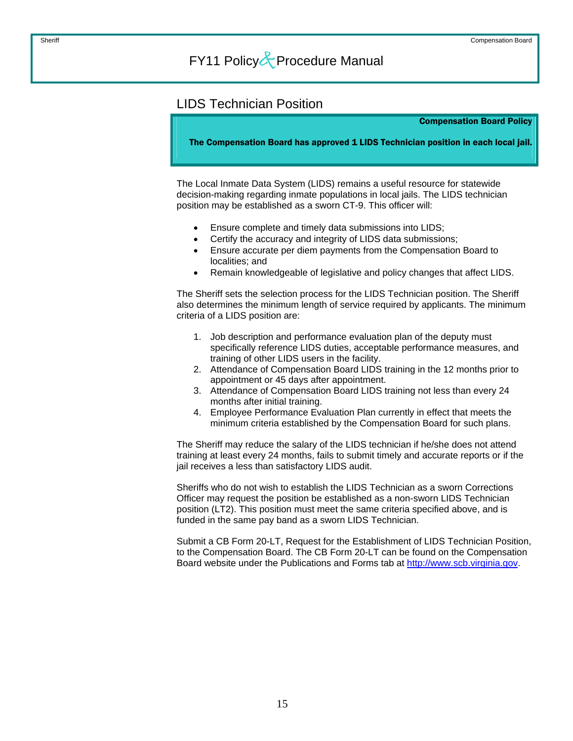## LIDS Technician Position

**Compensation Board Policy**

**The Compensation Board has approved 1 LIDS Technician position in each local jail.**

The Local Inmate Data System (LIDS) remains a useful resource for statewide decision-making regarding inmate populations in local jails. The LIDS technician position may be established as a sworn CT-9. This officer will:

- Ensure complete and timely data submissions into LIDS;
- Certify the accuracy and integrity of LIDS data submissions;
- Ensure accurate per diem payments from the Compensation Board to localities; and
- Remain knowledgeable of legislative and policy changes that affect LIDS.

The Sheriff sets the selection process for the LIDS Technician position. The Sheriff also determines the minimum length of service required by applicants. The minimum criteria of a LIDS position are:

1. Job description and performance evaluation plan of the deputy must specifically reference LIDS duties, acceptable performance measures, and training of other LIDS users in the facility.
2. Attendance of Compensation Board LIDS training in the 12 months prior to appointment or 45 days after appointment.
3. Attendance of Compensation Board LIDS training not less than every 24 months after initial training.
4. Employee Performance Evaluation Plan currently in effect that meets the minimum criteria established by the Compensation Board for such plans.

The Sheriff may reduce the salary of the LIDS technician if he/she does not attend training at least every 24 months, fails to submit timely and accurate reports or if the jail receives a less than satisfactory LIDS audit.

Sheriffs who do not wish to establish the LIDS Technician as a sworn Corrections Officer may request the position be established as a non-sworn LIDS Technician position (LT2). This position must meet the same criteria specified above, and is funded in the same pay band as a sworn LIDS Technician.

Submit a CB Form 20-LT, Request for the Establishment of LIDS Technician Position, to the Compensation Board. The CB Form 20-LT can be found on the Compensation Board website under the Publications and Forms tab at [http://www.scb.virginia.gov](http://www.scb.virginia.gov).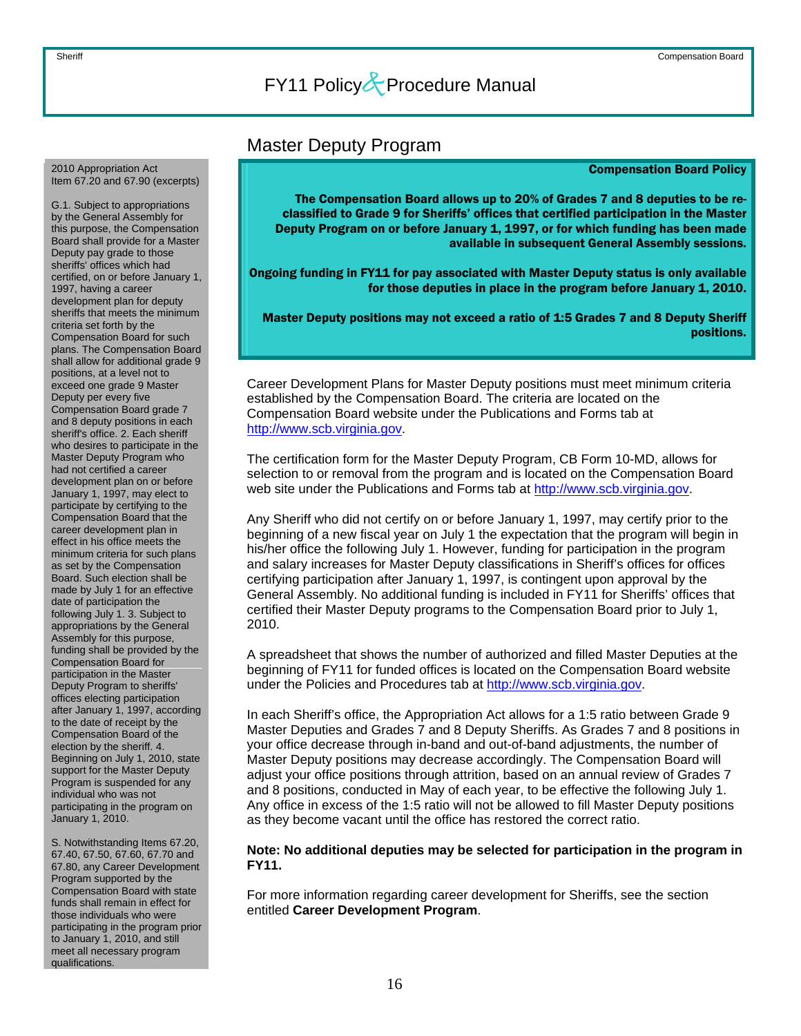## Master Deputy Program

> 2010 Appropriation Act
> Item 67.20 and 67.90 (excerpts)
>
> G.1. Subject to appropriations by the General Assembly for this purpose, the Compensation Board shall provide for a Master Deputy pay grade to those sheriffs' offices which had certified, on or before January 1, 1997, having a career development plan for deputy sheriffs that meets the minimum criteria set forth by the Compensation Board for such plans. The Compensation Board shall allow for additional grade 9 positions, at a level not to exceed one grade 9 Master Deputy per every five Compensation Board grade 7 and 8 deputy positions in each sheriff's office. 2. Each sheriff who desires to participate in the Master Deputy Program who had not certified a career development plan on or before January 1, 1997, may elect to participate by certifying to the Compensation Board that the career development plan in effect in his office meets the minimum criteria for such plans as set by the Compensation Board. Such election shall be made by July 1 for an effective date of participation the following July 1. 3. Subject to appropriations by the General Assembly for this purpose, funding shall be provided by the Compensation Board for participation in the Master Deputy Program to sheriffs' offices electing participation after January 1, 1997, according to the date of receipt by the Compensation Board of the election by the sheriff. 4. Beginning on July 1, 2010, state support for the Master Deputy Program is suspended for any individual who was not participating in the program on January 1, 2010.
>
> S. Notwithstanding Items 67.20, 67.40, 67.50, 67.60, 67.70 and 67.80, any Career Development Program supported by the Compensation Board with state funds shall remain in effect for those individuals who were participating in the program prior to January 1, 2010, and still meet all necessary program qualifications.

**Compensation Board Policy**

**The Compensation Board allows up to 20% of Grades 7 and 8 deputies to be re-classified to Grade 9 for Sheriffs' offices that certified participation in the Master Deputy Program on or before January 1, 1997, or for which funding has been made available in subsequent General Assembly sessions.**

**Ongoing funding in FY11 for pay associated with Master Deputy status is only available for those deputies in place in the program before January 1, 2010.**

**Master Deputy positions may not exceed a ratio of 1:5 Grades 7 and 8 Deputy Sheriff positions.**

Career Development Plans for Master Deputy positions must meet minimum criteria established by the Compensation Board. The criteria are located on the Compensation Board website under the Publications and Forms tab at http://www.scb.virginia.gov.

The certification form for the Master Deputy Program, CB Form 10-MD, allows for selection to or removal from the program and is located on the Compensation Board web site under the Publications and Forms tab at http://www.scb.virginia.gov.

Any Sheriff who did not certify on or before January 1, 1997, may certify prior to the beginning of a new fiscal year on July 1 the expectation that the program will begin in his/her office the following July 1. However, funding for participation in the program and salary increases for Master Deputy classifications in Sheriff's offices for offices certifying participation after January 1, 1997, is contingent upon approval by the General Assembly. No additional funding is included in FY11 for Sheriffs' offices that certified their Master Deputy programs to the Compensation Board prior to July 1, 2010.

A spreadsheet that shows the number of authorized and filled Master Deputies at the beginning of FY11 for funded offices is located on the Compensation Board website under the Policies and Procedures tab at http://www.scb.virginia.gov.

In each Sheriff's office, the Appropriation Act allows for a 1:5 ratio between Grade 9 Master Deputies and Grades 7 and 8 Deputy Sheriffs. As Grades 7 and 8 positions in your office decrease through in-band and out-of-band adjustments, the number of Master Deputy positions may decrease accordingly. The Compensation Board will adjust your office positions through attrition, based on an annual review of Grades 7 and 8 positions, conducted in May of each year, to be effective the following July 1. Any office in excess of the 1:5 ratio will not be allowed to fill Master Deputy positions as they become vacant until the office has restored the correct ratio.

**Note: No additional deputies may be selected for participation in the program in FY11.**

For more information regarding career development for Sheriffs, see the section entitled **Career Development Program**.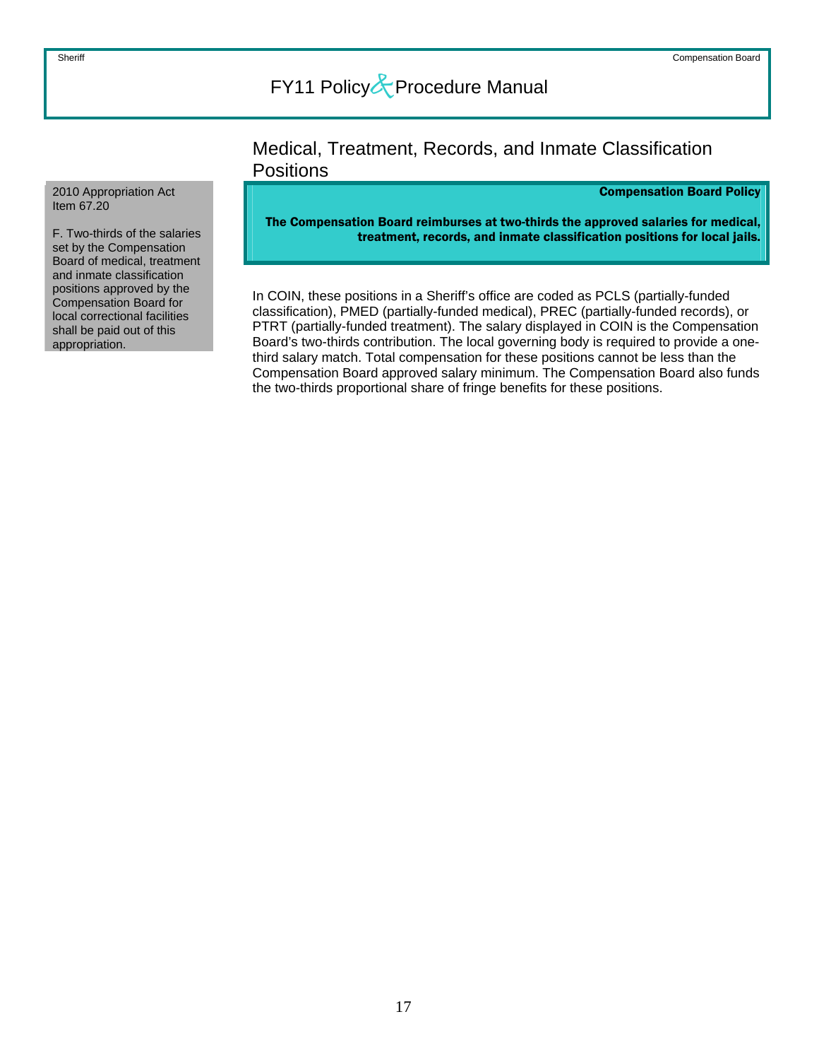## Medical, Treatment, Records, and Inmate Classification Positions

2010 Appropriation Act Item 67.20

F. Two-thirds of the salaries set by the Compensation Board of medical, treatment and inmate classification positions approved by the Compensation Board for local correctional facilities shall be paid out of this appropriation.

**Compensation Board Policy**

**The Compensation Board reimburses at two-thirds the approved salaries for medical, treatment, records, and inmate classification positions for local jails.**

In COIN, these positions in a Sheriff's office are coded as PCLS (partially-funded classification), PMED (partially-funded medical), PREC (partially-funded records), or PTRT (partially-funded treatment). The salary displayed in COIN is the Compensation Board's two-thirds contribution. The local governing body is required to provide a one-third salary match. Total compensation for these positions cannot be less than the Compensation Board approved salary minimum. The Compensation Board also funds the two-thirds proportional share of fringe benefits for these positions.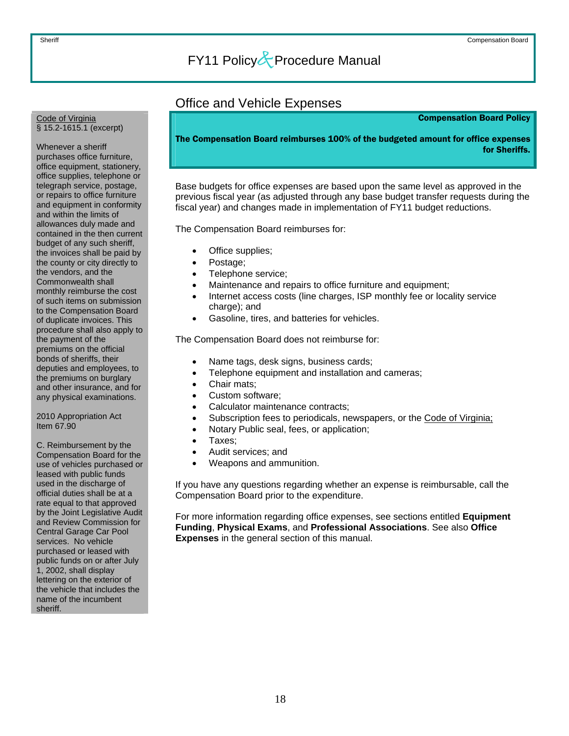## Office and Vehicle Expenses

Code of Virginia
§ 15.2-1615.1 (excerpt)

Whenever a sheriff purchases office furniture, office equipment, stationery, office supplies, telephone or telegraph service, postage, or repairs to office furniture and equipment in conformity and within the limits of allowances duly made and contained in the then current budget of any such sheriff, the invoices shall be paid by the county or city directly to the vendors, and the Commonwealth shall monthly reimburse the cost of such items on submission to the Compensation Board of duplicate invoices. This procedure shall also apply to the payment of the premiums on the official bonds of sheriffs, their deputies and employees, to the premiums on burglary and other insurance, and for any physical examinations.

2010 Appropriation Act
Item 67.90

C. Reimbursement by the Compensation Board for the use of vehicles purchased or leased with public funds used in the discharge of official duties shall be at a rate equal to that approved by the Joint Legislative Audit and Review Commission for Central Garage Car Pool services. No vehicle purchased or leased with public funds on or after July 1, 2002, shall display lettering on the exterior of the vehicle that includes the name of the incumbent sheriff.

**Compensation Board Policy**

**The Compensation Board reimburses 100% of the budgeted amount for office expenses for Sheriffs.**

Base budgets for office expenses are based upon the same level as approved in the previous fiscal year (as adjusted through any base budget transfer requests during the fiscal year) and changes made in implementation of FY11 budget reductions.

The Compensation Board reimburses for:

- Office supplies;
- Postage;
- Telephone service;
- Maintenance and repairs to office furniture and equipment;
- Internet access costs (line charges, ISP monthly fee or locality service charge); and
- Gasoline, tires, and batteries for vehicles.

The Compensation Board does not reimburse for:

- Name tags, desk signs, business cards;
- Telephone equipment and installation and cameras;
- Chair mats;
- Custom software;
- Calculator maintenance contracts;
- Subscription fees to periodicals, newspapers, or the Code of Virginia;
- Notary Public seal, fees, or application;
- Taxes;
- Audit services; and
- Weapons and ammunition.

If you have any questions regarding whether an expense is reimbursable, call the Compensation Board prior to the expenditure.

For more information regarding office expenses, see sections entitled **Equipment Funding**, **Physical Exams**, and **Professional Associations**. See also **Office Expenses** in the general section of this manual.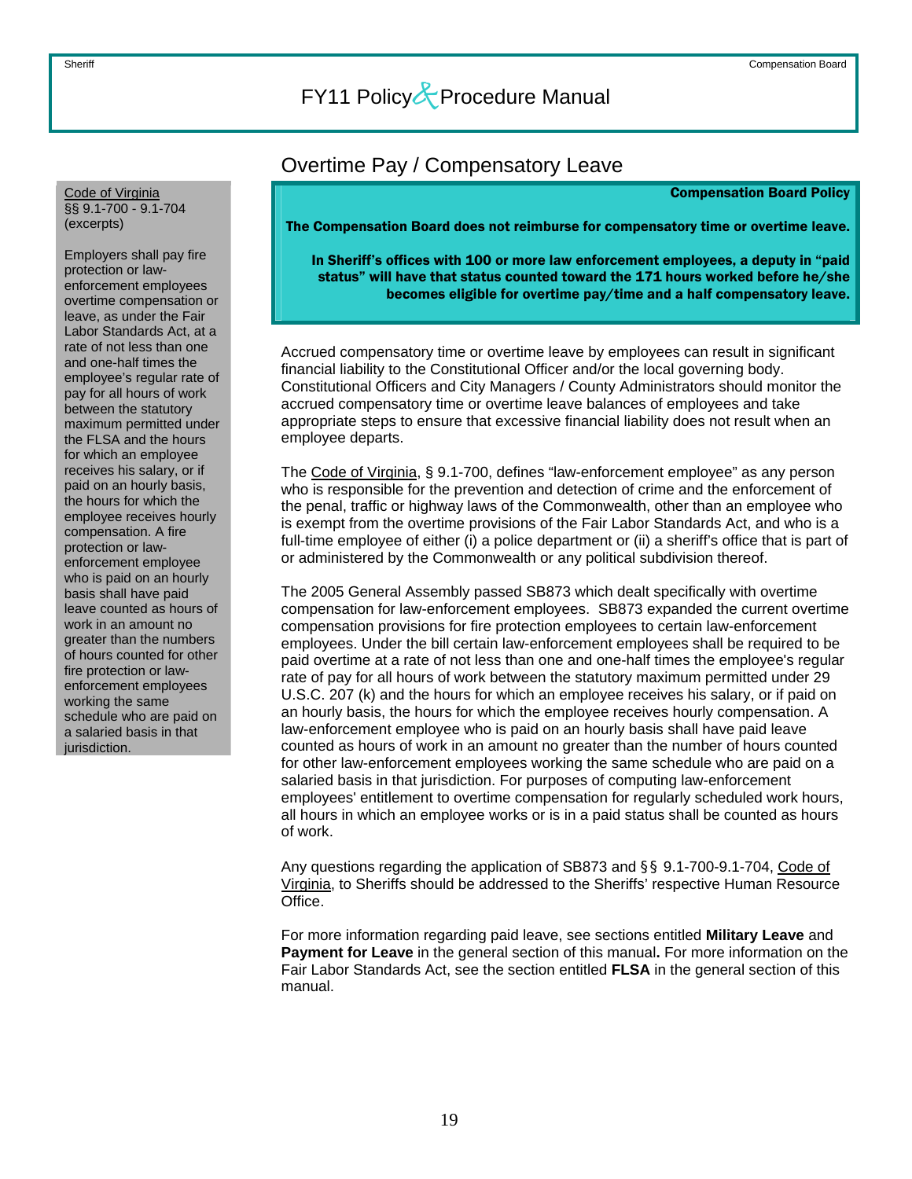## Overtime Pay / Compensatory Leave

> Code of Virginia
> §§ 9.1-700 - 9.1-704
> (excerpts)
>
> Employers shall pay fire protection or law-enforcement employees overtime compensation or leave, as under the Fair Labor Standards Act, at a rate of not less than one and one-half times the employee's regular rate of pay for all hours of work between the statutory maximum permitted under the FLSA and the hours for which an employee receives his salary, or if paid on an hourly basis, the hours for which the employee receives hourly compensation. A fire protection or law-enforcement employee who is paid on an hourly basis shall have paid leave counted as hours of work in an amount no greater than the numbers of hours counted for other fire protection or law-enforcement employees working the same schedule who are paid on a salaried basis in that jurisdiction.

**Compensation Board Policy**

**The Compensation Board does not reimburse for compensatory time or overtime leave.**

**In Sheriff's offices with 100 or more law enforcement employees, a deputy in "paid status" will have that status counted toward the 171 hours worked before he/she becomes eligible for overtime pay/time and a half compensatory leave.**

Accrued compensatory time or overtime leave by employees can result in significant financial liability to the Constitutional Officer and/or the local governing body. Constitutional Officers and City Managers / County Administrators should monitor the accrued compensatory time or overtime leave balances of employees and take appropriate steps to ensure that excessive financial liability does not result when an employee departs.

The Code of Virginia, § 9.1-700, defines "law-enforcement employee" as any person who is responsible for the prevention and detection of crime and the enforcement of the penal, traffic or highway laws of the Commonwealth, other than an employee who is exempt from the overtime provisions of the Fair Labor Standards Act, and who is a full-time employee of either (i) a police department or (ii) a sheriff's office that is part of or administered by the Commonwealth or any political subdivision thereof.

The 2005 General Assembly passed SB873 which dealt specifically with overtime compensation for law-enforcement employees. SB873 expanded the current overtime compensation provisions for fire protection employees to certain law-enforcement employees. Under the bill certain law-enforcement employees shall be required to be paid overtime at a rate of not less than one and one-half times the employee's regular rate of pay for all hours of work between the statutory maximum permitted under 29 U.S.C. 207 (k) and the hours for which an employee receives his salary, or if paid on an hourly basis, the hours for which the employee receives hourly compensation. A law-enforcement employee who is paid on an hourly basis shall have paid leave counted as hours of work in an amount no greater than the number of hours counted for other law-enforcement employees working the same schedule who are paid on a salaried basis in that jurisdiction. For purposes of computing law-enforcement employees' entitlement to overtime compensation for regularly scheduled work hours, all hours in which an employee works or is in a paid status shall be counted as hours of work.

Any questions regarding the application of SB873 and §§ 9.1-700-9.1-704, Code of Virginia, to Sheriffs should be addressed to the Sheriffs' respective Human Resource Office.

For more information regarding paid leave, see sections entitled **Military Leave** and **Payment for Leave** in the general section of this manual**.** For more information on the Fair Labor Standards Act, see the section entitled **FLSA** in the general section of this manual.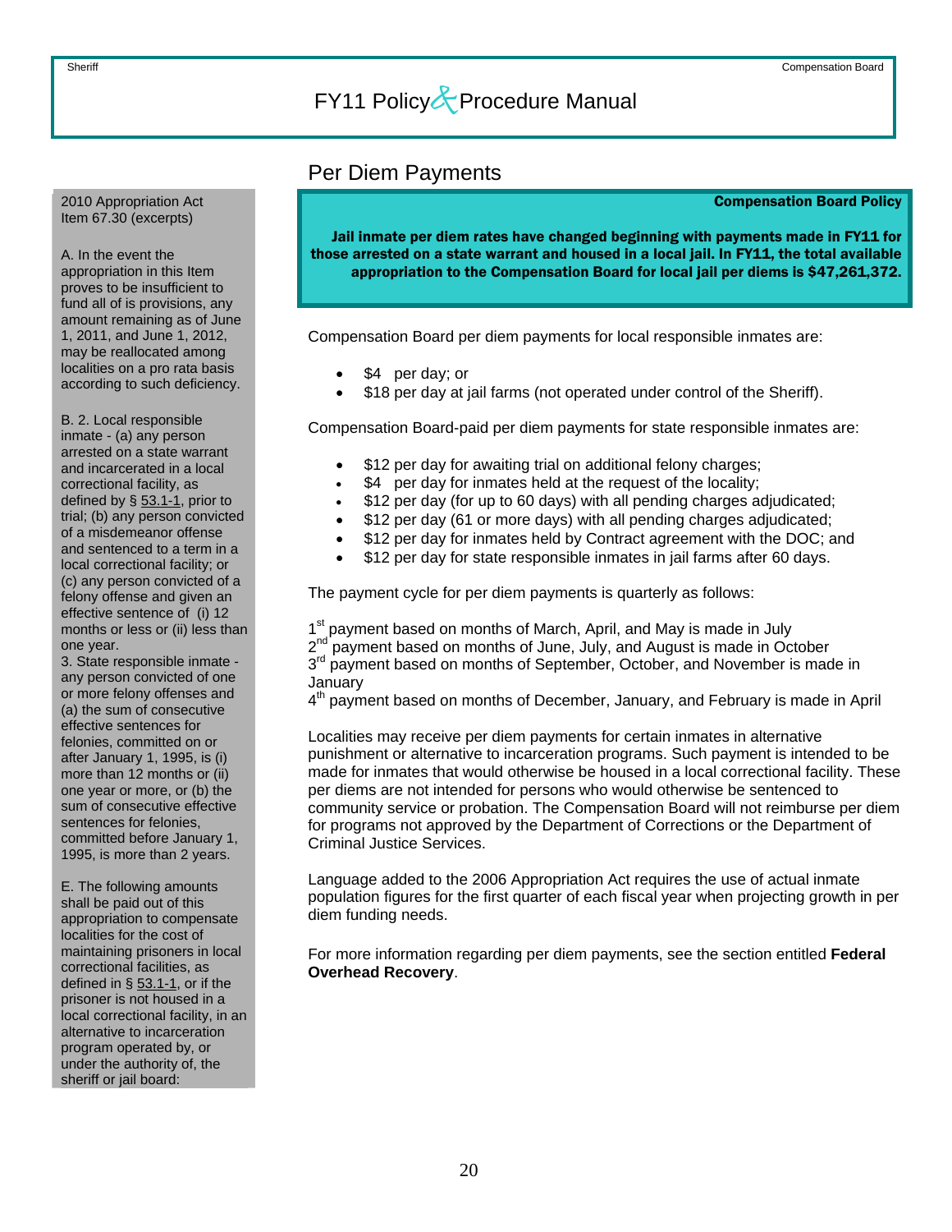## Per Diem Payments

2010 Appropriation Act
Item 67.30 (excerpts)

A. In the event the appropriation in this Item proves to be insufficient to fund all of is provisions, any amount remaining as of June 1, 2011, and June 1, 2012, may be reallocated among localities on a pro rata basis according to such deficiency.

B. 2. Local responsible inmate - (a) any person arrested on a state warrant and incarcerated in a local correctional facility, as defined by § 53.1-1, prior to trial; (b) any person convicted of a misdemeanor offense and sentenced to a term in a local correctional facility; or (c) any person convicted of a felony offense and given an effective sentence of (i) 12 months or less or (ii) less than one year.
3. State responsible inmate - any person convicted of one or more felony offenses and (a) the sum of consecutive effective sentences for felonies, committed on or after January 1, 1995, is (i) more than 12 months or (ii) one year or more, or (b) the sum of consecutive effective sentences for felonies, committed before January 1, 1995, is more than 2 years.

E. The following amounts shall be paid out of this appropriation to compensate localities for the cost of maintaining prisoners in local correctional facilities, as defined in § 53.1-1, or if the prisoner is not housed in a local correctional facility, in an alternative to incarceration program operated by, or under the authority of, the sheriff or jail board:

**Compensation Board Policy**

**Jail inmate per diem rates have changed beginning with payments made in FY11 for those arrested on a state warrant and housed in a local jail. In FY11, the total available appropriation to the Compensation Board for local jail per diems is $47,261,372.**

Compensation Board per diem payments for local responsible inmates are:

- $4 per day; or
- $18 per day at jail farms (not operated under control of the Sheriff).

Compensation Board-paid per diem payments for state responsible inmates are:

- $12 per day for awaiting trial on additional felony charges;
- $4 per day for inmates held at the request of the locality;
- $12 per day (for up to 60 days) with all pending charges adjudicated;
- $12 per day (61 or more days) with all pending charges adjudicated;
- $12 per day for inmates held by Contract agreement with the DOC; and
- $12 per day for state responsible inmates in jail farms after 60 days.

The payment cycle for per diem payments is quarterly as follows:

1st payment based on months of March, April, and May is made in July
2nd payment based on months of June, July, and August is made in October
3rd payment based on months of September, October, and November is made in January
4th payment based on months of December, January, and February is made in April

Localities may receive per diem payments for certain inmates in alternative punishment or alternative to incarceration programs. Such payment is intended to be made for inmates that would otherwise be housed in a local correctional facility. These per diems are not intended for persons who would otherwise be sentenced to community service or probation. The Compensation Board will not reimburse per diem for programs not approved by the Department of Corrections or the Department of Criminal Justice Services.

Language added to the 2006 Appropriation Act requires the use of actual inmate population figures for the first quarter of each fiscal year when projecting growth in per diem funding needs.

For more information regarding per diem payments, see the section entitled **Federal Overhead Recovery**.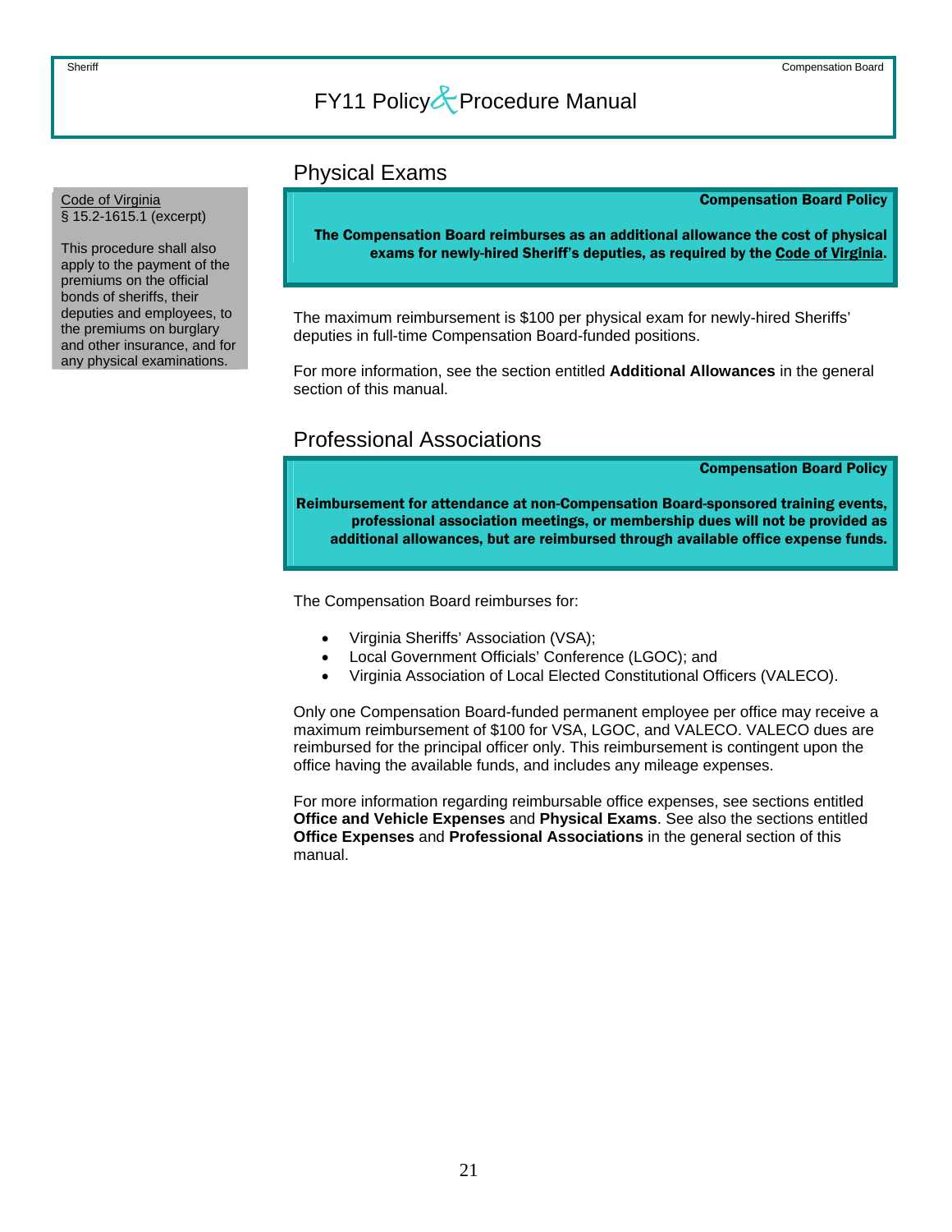## Physical Exams

> Code of Virginia
> § 15.2-1615.1 (excerpt)
>
> This procedure shall also apply to the payment of the premiums on the official bonds of sheriffs, their deputies and employees, to the premiums on burglary and other insurance, and for any physical examinations.

**Compensation Board Policy**

**The Compensation Board reimburses as an additional allowance the cost of physical exams for newly-hired Sheriff's deputies, as required by the Code of Virginia.**

The maximum reimbursement is $100 per physical exam for newly-hired Sheriffs' deputies in full-time Compensation Board-funded positions.

For more information, see the section entitled **Additional Allowances** in the general section of this manual.

## Professional Associations

**Compensation Board Policy**

**Reimbursement for attendance at non-Compensation Board-sponsored training events, professional association meetings, or membership dues will not be provided as additional allowances, but are reimbursed through available office expense funds.**

The Compensation Board reimburses for:

- Virginia Sheriffs' Association (VSA);
- Local Government Officials' Conference (LGOC); and
- Virginia Association of Local Elected Constitutional Officers (VALECO).

Only one Compensation Board-funded permanent employee per office may receive a maximum reimbursement of $100 for VSA, LGOC, and VALECO. VALECO dues are reimbursed for the principal officer only. This reimbursement is contingent upon the office having the available funds, and includes any mileage expenses.

For more information regarding reimbursable office expenses, see sections entitled **Office and Vehicle Expenses** and **Physical Exams**. See also the sections entitled **Office Expenses** and **Professional Associations** in the general section of this manual.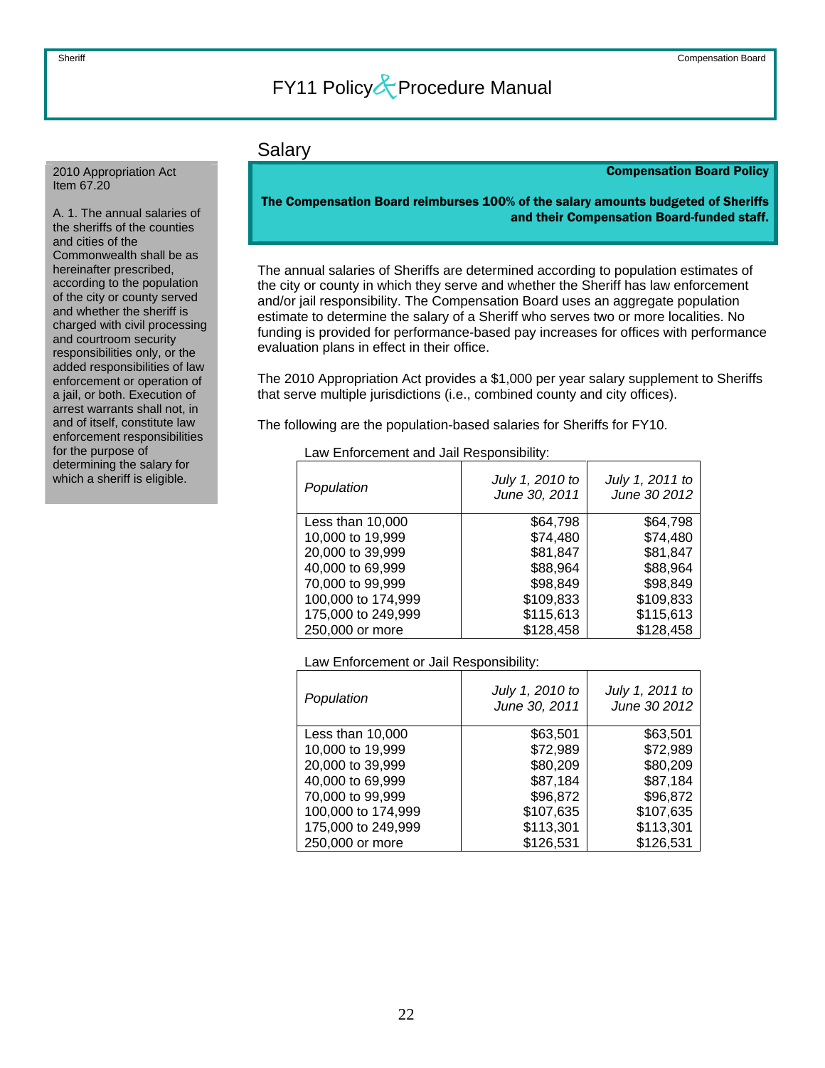## Salary

2010 Appropriation Act
Item 67.20

A. 1. The annual salaries of the sheriffs of the counties and cities of the Commonwealth shall be as hereinafter prescribed, according to the population of the city or county served and whether the sheriff is charged with civil processing and courtroom security responsibilities only, or the added responsibilities of law enforcement or operation of a jail, or both. Execution of arrest warrants shall not, in and of itself, constitute law enforcement responsibilities for the purpose of determining the salary for which a sheriff is eligible.

**Compensation Board Policy**

**The Compensation Board reimburses 100% of the salary amounts budgeted of Sheriffs and their Compensation Board-funded staff.**

The annual salaries of Sheriffs are determined according to population estimates of the city or county in which they serve and whether the Sheriff has law enforcement and/or jail responsibility. The Compensation Board uses an aggregate population estimate to determine the salary of a Sheriff who serves two or more localities. No funding is provided for performance-based pay increases for offices with performance evaluation plans in effect in their office.

The 2010 Appropriation Act provides a $1,000 per year salary supplement to Sheriffs that serve multiple jurisdictions (i.e., combined county and city offices).

The following are the population-based salaries for Sheriffs for FY10.

Law Enforcement and Jail Responsibility:

| *Population* | *July 1, 2010 to June 30, 2011* | *July 1, 2011 to June 30 2012* |
|---|---|---|
| Less than 10,000 | $64,798 | $64,798 |
| 10,000 to 19,999 | $74,480 | $74,480 |
| 20,000 to 39,999 | $81,847 | $81,847 |
| 40,000 to 69,999 | $88,964 | $88,964 |
| 70,000 to 99,999 | $98,849 | $98,849 |
| 100,000 to 174,999 | $109,833 | $109,833 |
| 175,000 to 249,999 | $115,613 | $115,613 |
| 250,000 or more | $128,458 | $128,458 |

Law Enforcement or Jail Responsibility:

| *Population* | *July 1, 2010 to June 30, 2011* | *July 1, 2011 to June 30 2012* |
|---|---|---|
| Less than 10,000 | $63,501 | $63,501 |
| 10,000 to 19,999 | $72,989 | $72,989 |
| 20,000 to 39,999 | $80,209 | $80,209 |
| 40,000 to 69,999 | $87,184 | $87,184 |
| 70,000 to 99,999 | $96,872 | $96,872 |
| 100,000 to 174,999 | $107,635 | $107,635 |
| 175,000 to 249,999 | $113,301 | $113,301 |
| 250,000 or more | $126,531 | $126,531 |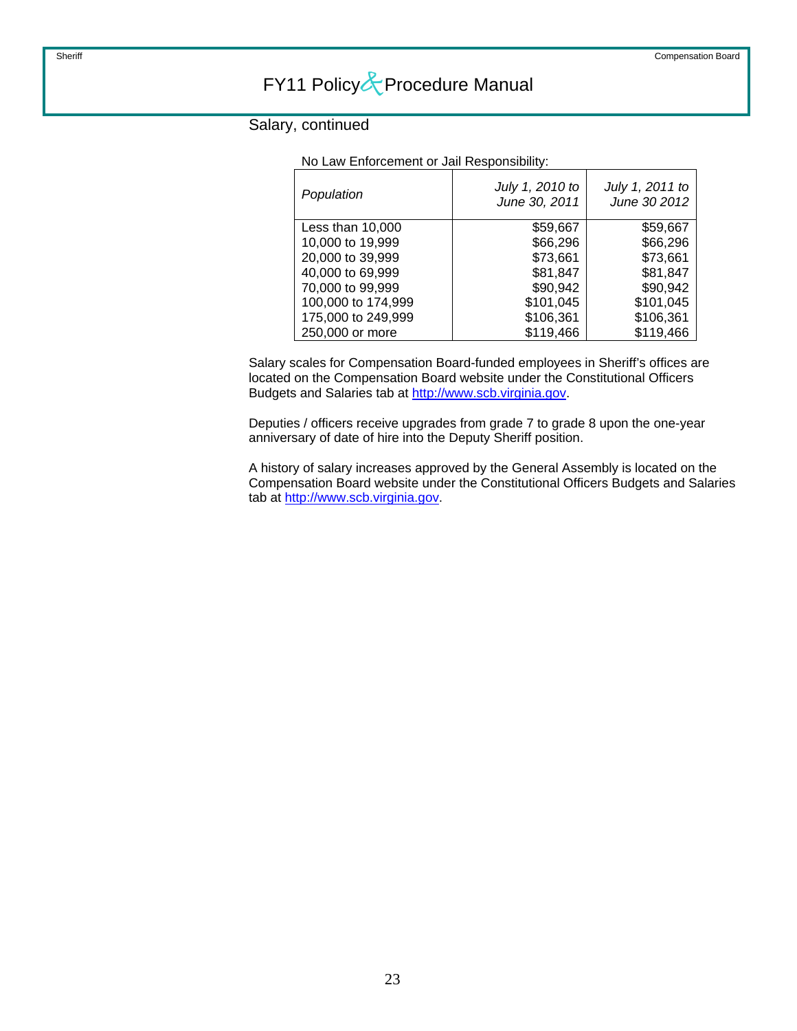## Salary, continued

No Law Enforcement or Jail Responsibility:

| *Population* | *July 1, 2010 to June 30, 2011* | *July 1, 2011 to June 30 2012* |
|---|---|---|
| Less than 10,000 | $59,667 | $59,667 |
| 10,000 to 19,999 | $66,296 | $66,296 |
| 20,000 to 39,999 | $73,661 | $73,661 |
| 40,000 to 69,999 | $81,847 | $81,847 |
| 70,000 to 99,999 | $90,942 | $90,942 |
| 100,000 to 174,999 | $101,045 | $101,045 |
| 175,000 to 249,999 | $106,361 | $106,361 |
| 250,000 or more | $119,466 | $119,466 |

Salary scales for Compensation Board-funded employees in Sheriff's offices are located on the Compensation Board website under the Constitutional Officers Budgets and Salaries tab at http://www.scb.virginia.gov.

Deputies / officers receive upgrades from grade 7 to grade 8 upon the one-year anniversary of date of hire into the Deputy Sheriff position.

A history of salary increases approved by the General Assembly is located on the Compensation Board website under the Constitutional Officers Budgets and Salaries tab at http://www.scb.virginia.gov.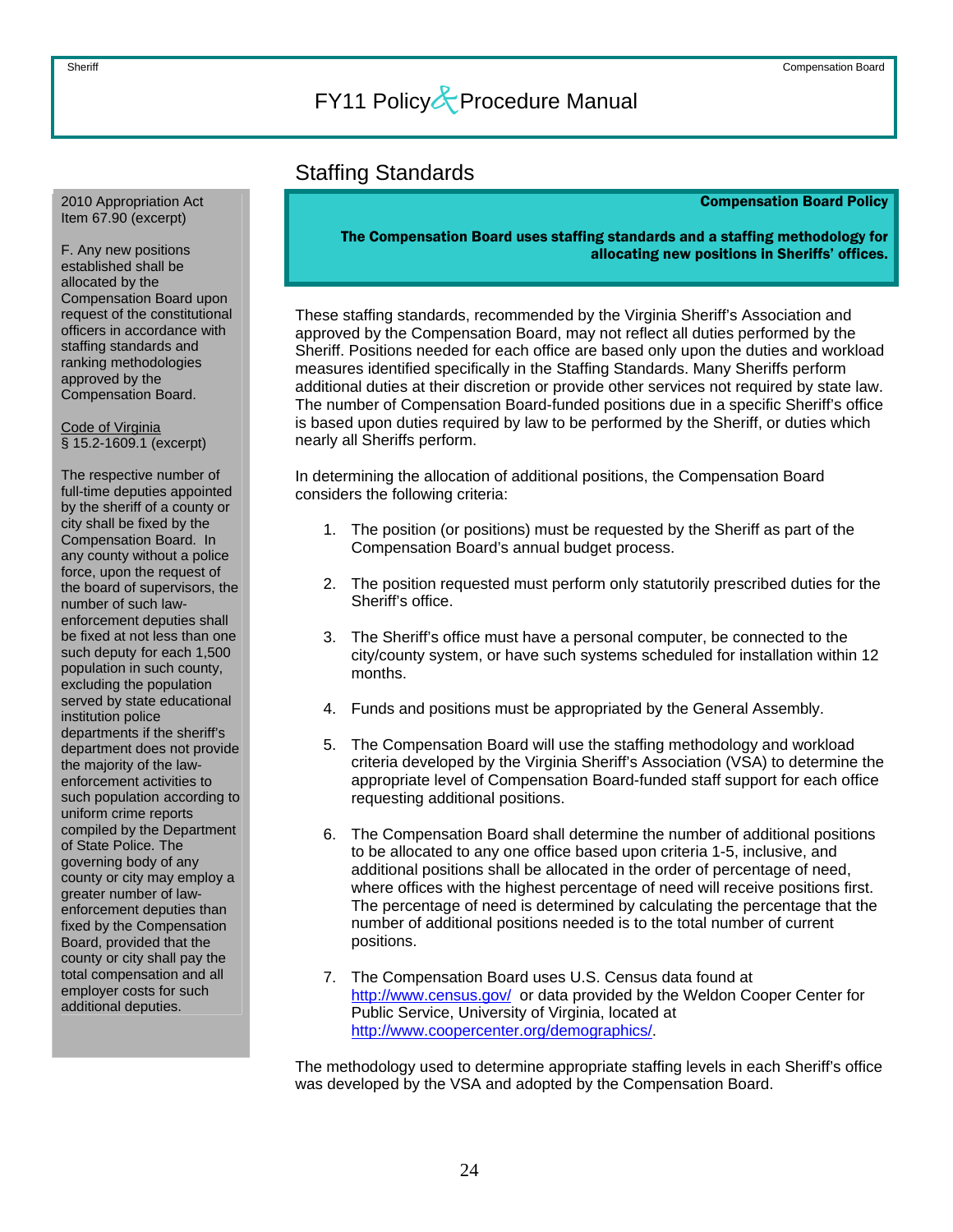## Staffing Standards

2010 Appropriation Act
Item 67.90 (excerpt)

F. Any new positions established shall be allocated by the Compensation Board upon request of the constitutional officers in accordance with staffing standards and ranking methodologies approved by the Compensation Board.

Code of Virginia
§ 15.2-1609.1 (excerpt)

The respective number of full-time deputies appointed by the sheriff of a county or city shall be fixed by the Compensation Board. In any county without a police force, upon the request of the board of supervisors, the number of such law-enforcement deputies shall be fixed at not less than one such deputy for each 1,500 population in such county, excluding the population served by state educational institution police departments if the sheriff's department does not provide the majority of the law-enforcement activities to such population according to uniform crime reports compiled by the Department of State Police. The governing body of any county or city may employ a greater number of law-enforcement deputies than fixed by the Compensation Board, provided that the county or city shall pay the total compensation and all employer costs for such additional deputies.

**Compensation Board Policy**

**The Compensation Board uses staffing standards and a staffing methodology for allocating new positions in Sheriffs' offices.**

These staffing standards, recommended by the Virginia Sheriff's Association and approved by the Compensation Board, may not reflect all duties performed by the Sheriff. Positions needed for each office are based only upon the duties and workload measures identified specifically in the Staffing Standards. Many Sheriffs perform additional duties at their discretion or provide other services not required by state law. The number of Compensation Board-funded positions due in a specific Sheriff's office is based upon duties required by law to be performed by the Sheriff, or duties which nearly all Sheriffs perform.

In determining the allocation of additional positions, the Compensation Board considers the following criteria:

1. The position (or positions) must be requested by the Sheriff as part of the Compensation Board's annual budget process.

2. The position requested must perform only statutorily prescribed duties for the Sheriff's office.

3. The Sheriff's office must have a personal computer, be connected to the city/county system, or have such systems scheduled for installation within 12 months.

4. Funds and positions must be appropriated by the General Assembly.

5. The Compensation Board will use the staffing methodology and workload criteria developed by the Virginia Sheriff's Association (VSA) to determine the appropriate level of Compensation Board-funded staff support for each office requesting additional positions.

6. The Compensation Board shall determine the number of additional positions to be allocated to any one office based upon criteria 1-5, inclusive, and additional positions shall be allocated in the order of percentage of need, where offices with the highest percentage of need will receive positions first. The percentage of need is determined by calculating the percentage that the number of additional positions needed is to the total number of current positions.

7. The Compensation Board uses U.S. Census data found at http://www.census.gov/ or data provided by the Weldon Cooper Center for Public Service, University of Virginia, located at http://www.coopercenter.org/demographics/.

The methodology used to determine appropriate staffing levels in each Sheriff's office was developed by the VSA and adopted by the Compensation Board.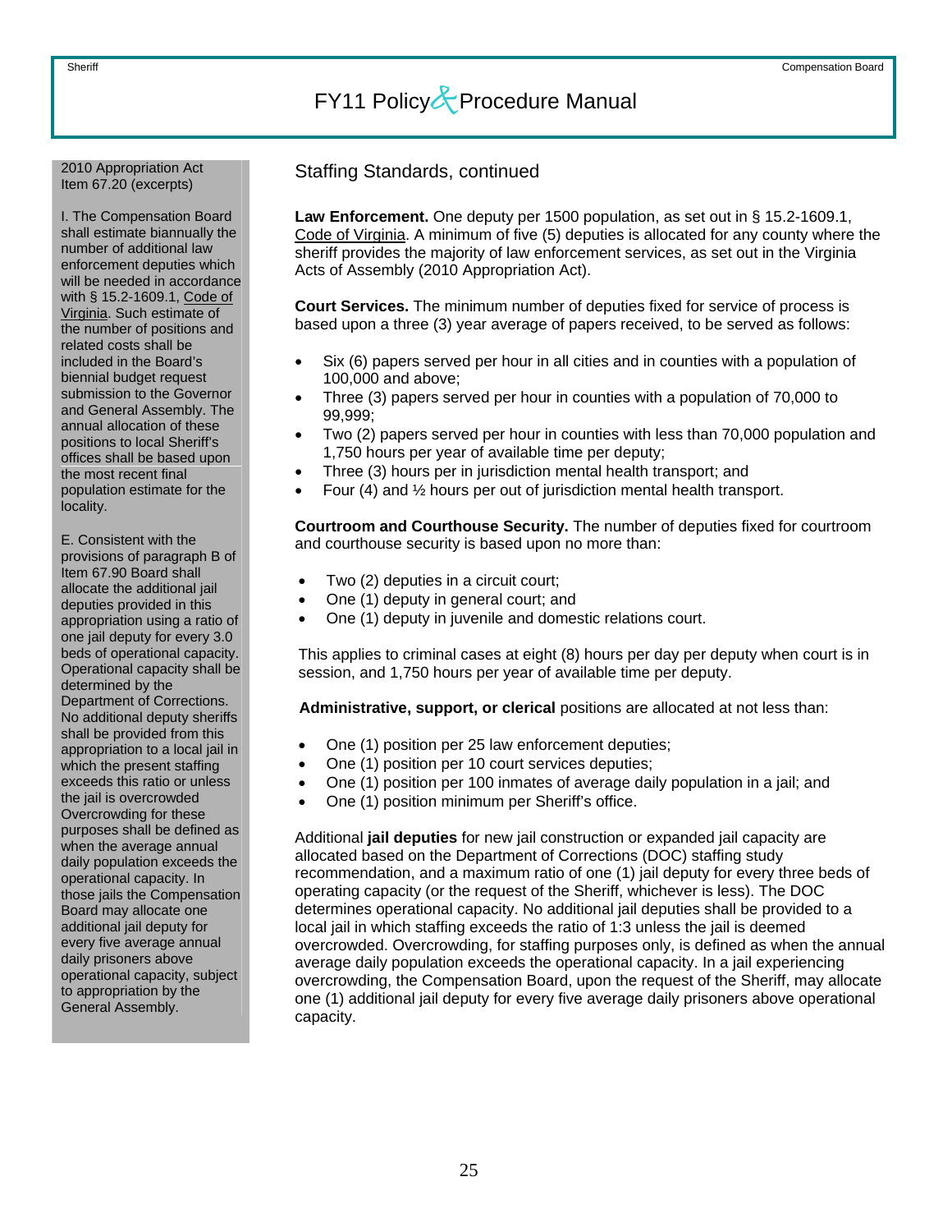2010 Appropriation Act Item 67.20 (excerpts)

I. The Compensation Board shall estimate biannually the number of additional law enforcement deputies which will be needed in accordance with § 15.2-1609.1, Code of Virginia. Such estimate of the number of positions and related costs shall be included in the Board's biennial budget request submission to the Governor and General Assembly. The annual allocation of these positions to local Sheriff's offices shall be based upon the most recent final population estimate for the locality.

E. Consistent with the provisions of paragraph B of Item 67.90 Board shall allocate the additional jail deputies provided in this appropriation using a ratio of one jail deputy for every 3.0 beds of operational capacity. Operational capacity shall be determined by the Department of Corrections. No additional deputy sheriffs shall be provided from this appropriation to a local jail in which the present staffing exceeds this ratio or unless the jail is overcrowded Overcrowding for these purposes shall be defined as when the average annual daily population exceeds the operational capacity. In those jails the Compensation Board may allocate one additional jail deputy for every five average annual daily prisoners above operational capacity, subject to appropriation by the General Assembly.

## Staffing Standards, continued

**Law Enforcement.** One deputy per 1500 population, as set out in § 15.2-1609.1, Code of Virginia. A minimum of five (5) deputies is allocated for any county where the sheriff provides the majority of law enforcement services, as set out in the Virginia Acts of Assembly (2010 Appropriation Act).

**Court Services.** The minimum number of deputies fixed for service of process is based upon a three (3) year average of papers received, to be served as follows:

- Six (6) papers served per hour in all cities and in counties with a population of 100,000 and above;
- Three (3) papers served per hour in counties with a population of 70,000 to 99,999;
- Two (2) papers served per hour in counties with less than 70,000 population and 1,750 hours per year of available time per deputy;
- Three (3) hours per in jurisdiction mental health transport; and
- Four (4) and ½ hours per out of jurisdiction mental health transport.

**Courtroom and Courthouse Security.** The number of deputies fixed for courtroom and courthouse security is based upon no more than:

- Two (2) deputies in a circuit court;
- One (1) deputy in general court; and
- One (1) deputy in juvenile and domestic relations court.

This applies to criminal cases at eight (8) hours per day per deputy when court is in session, and 1,750 hours per year of available time per deputy.

**Administrative, support, or clerical** positions are allocated at not less than:

- One (1) position per 25 law enforcement deputies;
- One (1) position per 10 court services deputies;
- One (1) position per 100 inmates of average daily population in a jail; and
- One (1) position minimum per Sheriff's office.

Additional **jail deputies** for new jail construction or expanded jail capacity are allocated based on the Department of Corrections (DOC) staffing study recommendation, and a maximum ratio of one (1) jail deputy for every three beds of operating capacity (or the request of the Sheriff, whichever is less). The DOC determines operational capacity. No additional jail deputies shall be provided to a local jail in which staffing exceeds the ratio of 1:3 unless the jail is deemed overcrowded. Overcrowding, for staffing purposes only, is defined as when the annual average daily population exceeds the operational capacity. In a jail experiencing overcrowding, the Compensation Board, upon the request of the Sheriff, may allocate one (1) additional jail deputy for every five average daily prisoners above operational capacity.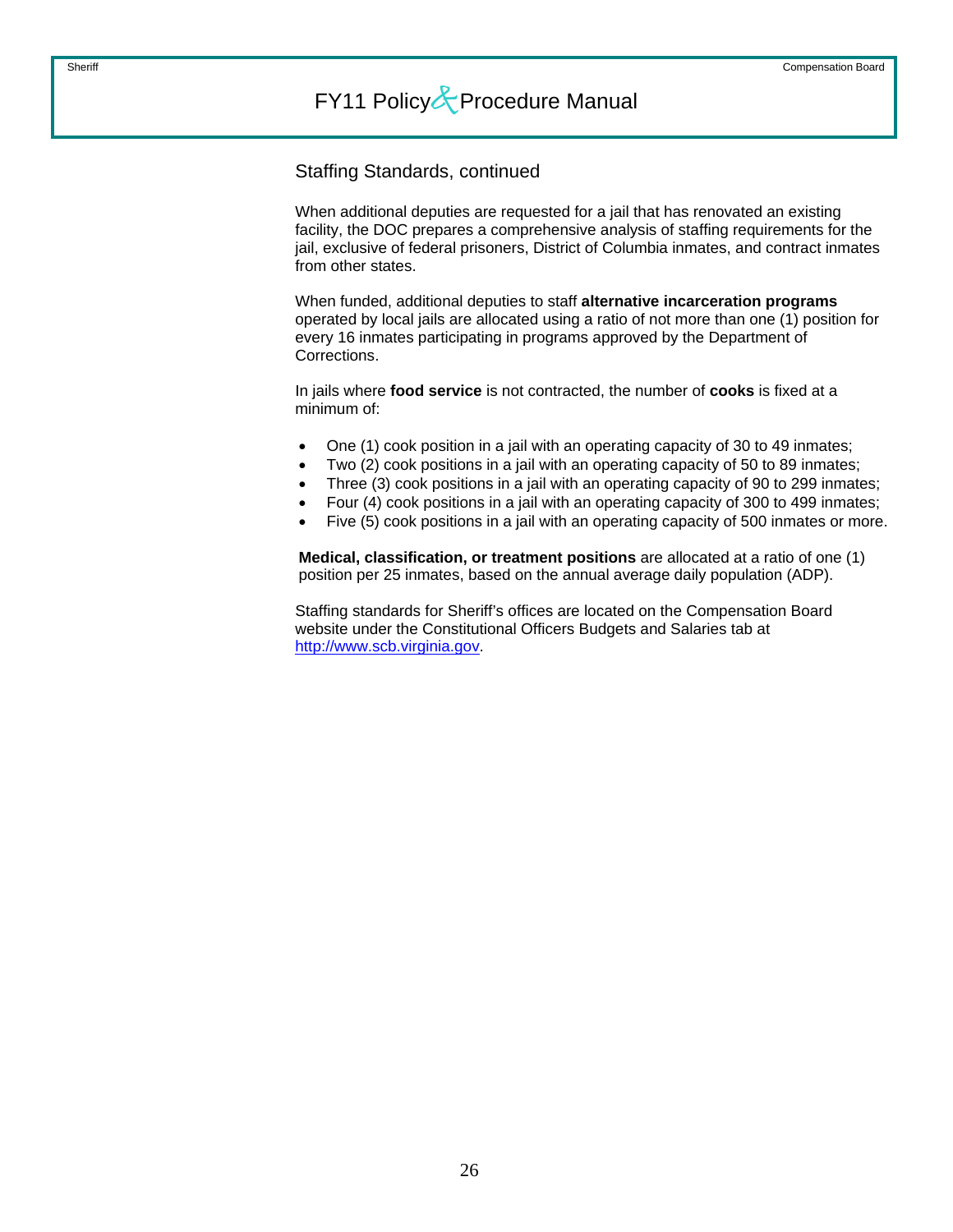## Staffing Standards, continued

When additional deputies are requested for a jail that has renovated an existing facility, the DOC prepares a comprehensive analysis of staffing requirements for the jail, exclusive of federal prisoners, District of Columbia inmates, and contract inmates from other states.

When funded, additional deputies to staff **alternative incarceration programs** operated by local jails are allocated using a ratio of not more than one (1) position for every 16 inmates participating in programs approved by the Department of Corrections.

In jails where **food service** is not contracted, the number of **cooks** is fixed at a minimum of:

- One (1) cook position in a jail with an operating capacity of 30 to 49 inmates;
- Two (2) cook positions in a jail with an operating capacity of 50 to 89 inmates;
- Three (3) cook positions in a jail with an operating capacity of 90 to 299 inmates;
- Four (4) cook positions in a jail with an operating capacity of 300 to 499 inmates;
- Five (5) cook positions in a jail with an operating capacity of 500 inmates or more.

**Medical, classification, or treatment positions** are allocated at a ratio of one (1) position per 25 inmates, based on the annual average daily population (ADP).

Staffing standards for Sheriff's offices are located on the Compensation Board website under the Constitutional Officers Budgets and Salaries tab at http://www.scb.virginia.gov.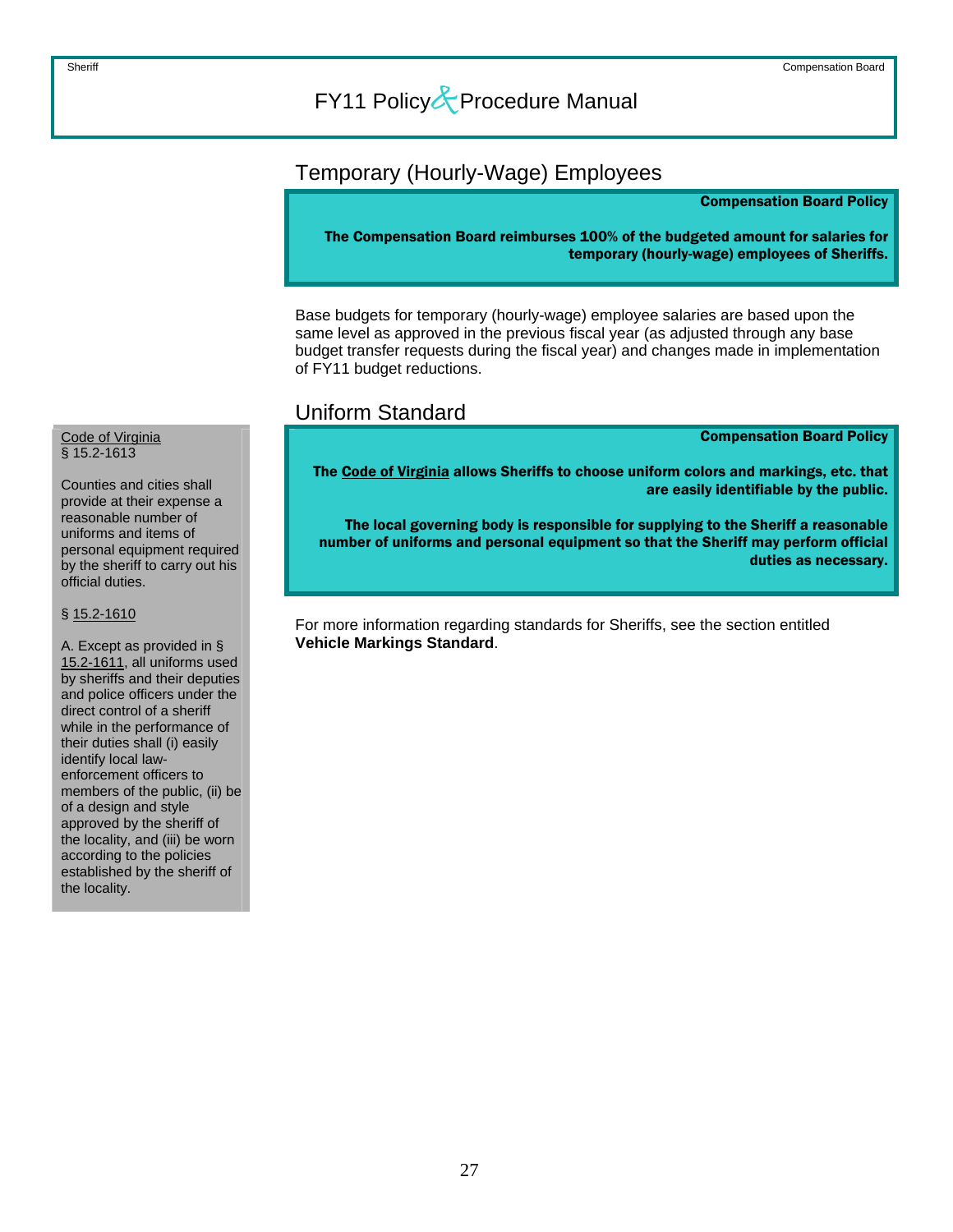## Temporary (Hourly-Wage) Employees

**Compensation Board Policy**

**The Compensation Board reimburses 100% of the budgeted amount for salaries for temporary (hourly-wage) employees of Sheriffs.**

Base budgets for temporary (hourly-wage) employee salaries are based upon the same level as approved in the previous fiscal year (as adjusted through any base budget transfer requests during the fiscal year) and changes made in implementation of FY11 budget reductions.

## Uniform Standard

Code of Virginia
§ 15.2-1613

Counties and cities shall provide at their expense a reasonable number of uniforms and items of personal equipment required by the sheriff to carry out his official duties.

§ 15.2-1610

A. Except as provided in § 15.2-1611, all uniforms used by sheriffs and their deputies and police officers under the direct control of a sheriff while in the performance of their duties shall (i) easily identify local law-enforcement officers to members of the public, (ii) be of a design and style approved by the sheriff of the locality, and (iii) be worn according to the policies established by the sheriff of the locality.

**Compensation Board Policy**

**The Code of Virginia allows Sheriffs to choose uniform colors and markings, etc. that are easily identifiable by the public.**

**The local governing body is responsible for supplying to the Sheriff a reasonable number of uniforms and personal equipment so that the Sheriff may perform official duties as necessary.**

For more information regarding standards for Sheriffs, see the section entitled **Vehicle Markings Standard**.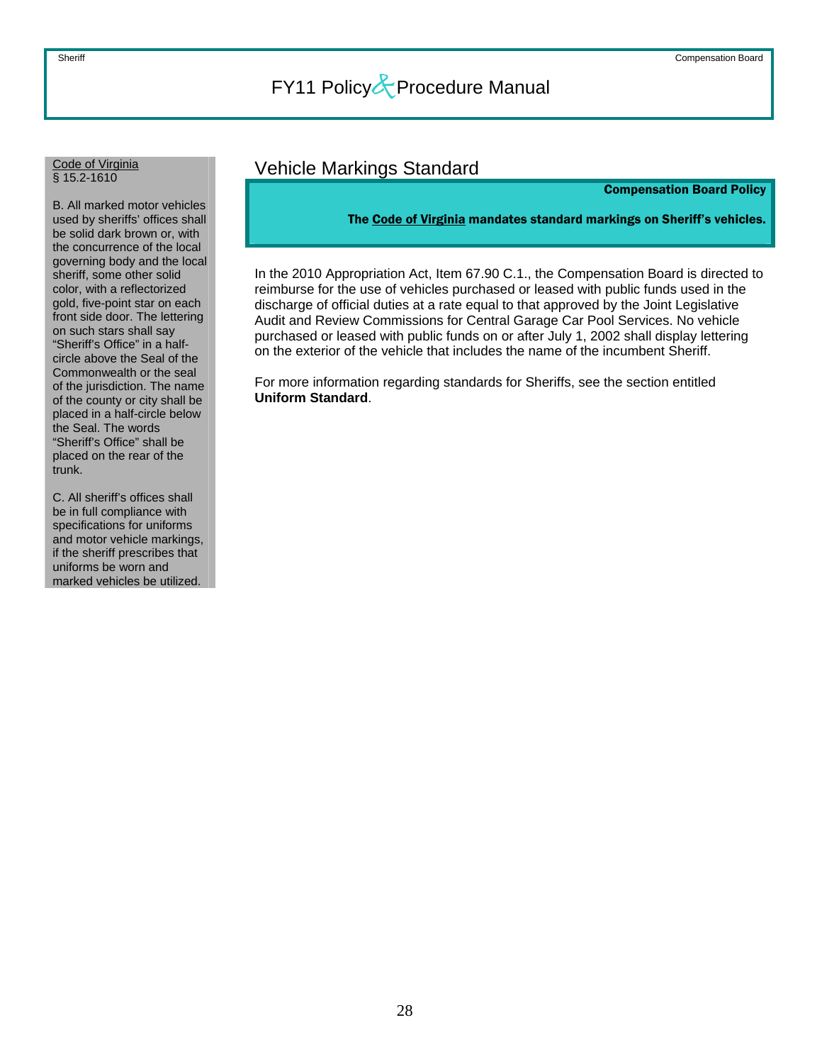## Vehicle Markings Standard

**Compensation Board Policy**

**The Code of Virginia mandates standard markings on Sheriff's vehicles.**

In the 2010 Appropriation Act, Item 67.90 C.1., the Compensation Board is directed to reimburse for the use of vehicles purchased or leased with public funds used in the discharge of official duties at a rate equal to that approved by the Joint Legislative Audit and Review Commissions for Central Garage Car Pool Services. No vehicle purchased or leased with public funds on or after July 1, 2002 shall display lettering on the exterior of the vehicle that includes the name of the incumbent Sheriff.

For more information regarding standards for Sheriffs, see the section entitled **Uniform Standard**.

Code of Virginia
§ 15.2-1610

B. All marked motor vehicles used by sheriffs' offices shall be solid dark brown or, with the concurrence of the local governing body and the local sheriff, some other solid color, with a reflectorized gold, five-point star on each front side door. The lettering on such stars shall say "Sheriff's Office" in a half-circle above the Seal of the Commonwealth or the seal of the jurisdiction. The name of the county or city shall be placed in a half-circle below the Seal. The words "Sheriff's Office" shall be placed on the rear of the trunk.

C. All sheriff's offices shall be in full compliance with specifications for uniforms and motor vehicle markings, if the sheriff prescribes that uniforms be worn and marked vehicles be utilized.